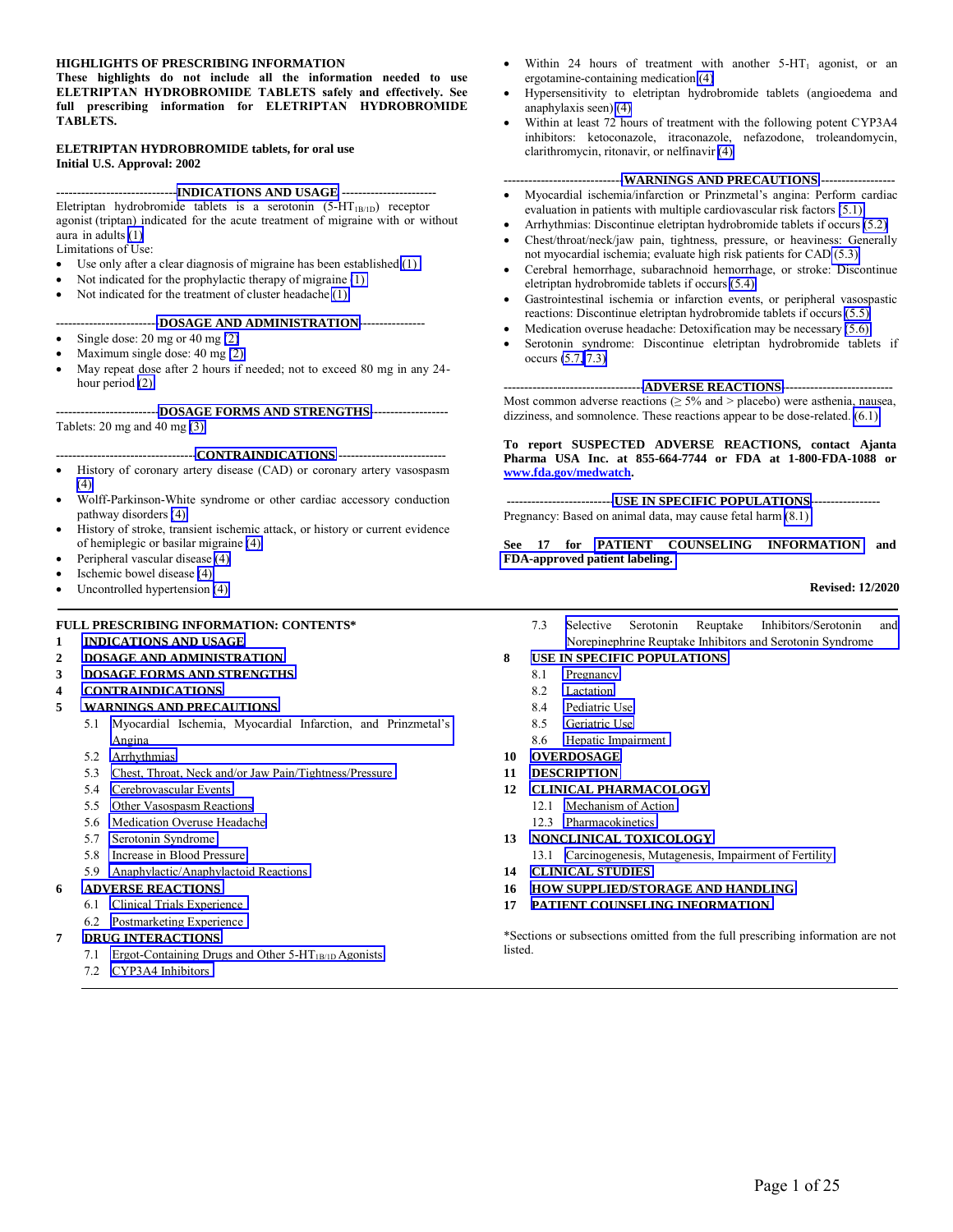**HIGHLIGHTS OF PRESCRIBING INFORMATION**

**These highlights do not include all the information needed to use ELETRIPTAN HYDROBROMIDE TABLETS safely and effectively. See full prescribing information for ELETRIPTAN HYDROBROMIDE TABLETS.**

**ELETRIPTAN HYDROBROMIDE tablets, for oral use**
**Initial U.S. Approval: 2002**

**INDICATIONS AND USAGE**

Eletriptan hydrobromide tablets is a serotonin ($5\text{-}HT_{1B/1D}$) receptor agonist (triptan) indicated for the acute treatment of migraine with or without aura in adults (1)

Limitations of Use:

- Use only after a clear diagnosis of migraine has been established (1)
- Not indicated for the prophylactic therapy of migraine (1)
- Not indicated for the treatment of cluster headache (1)

**DOSAGE AND ADMINISTRATION**

- Single dose: 20 mg or 40 mg (2)
- Maximum single dose: 40 mg (2)
- May repeat dose after 2 hours if needed; not to exceed 80 mg in any 24-hour period (2)

**DOSAGE FORMS AND STRENGTHS**

Tablets: 20 mg and 40 mg (3)

**CONTRAINDICATIONS**

- History of coronary artery disease (CAD) or coronary artery vasospasm (4)
- Wolff-Parkinson-White syndrome or other cardiac accessory conduction pathway disorders (4)
- History of stroke, transient ischemic attack, or history or current evidence of hemiplegic or basilar migraine (4)
- Peripheral vascular disease (4)
- Ischemic bowel disease (4)
- Uncontrolled hypertension (4)
- Within 24 hours of treatment with another $5\text{-}HT_1$ agonist, or an ergotamine-containing medication (4)
- Hypersensitivity to eletriptan hydrobromide tablets (angioedema and anaphylaxis seen) (4)
- Within at least 72 hours of treatment with the following potent CYP3A4 inhibitors: ketoconazole, itraconazole, nefazodone, troleandomycin, clarithromycin, ritonavir, or nelfinavir (4)

**WARNINGS AND PRECAUTIONS**

- Myocardial ischemia/infarction or Prinzmetal's angina: Perform cardiac evaluation in patients with multiple cardiovascular risk factors (5.1)
- Arrhythmias: Discontinue eletriptan hydrobromide tablets if occurs (5.2)
- Chest/throat/neck/jaw pain, tightness, pressure, or heaviness: Generally not myocardial ischemia; evaluate high risk patients for CAD (5.3)
- Cerebral hemorrhage, subarachnoid hemorrhage, or stroke: Discontinue eletriptan hydrobromide tablets if occurs (5.4)
- Gastrointestinal ischemia or infarction events, or peripheral vasospastic reactions: Discontinue eletriptan hydrobromide tablets if occurs (5.5)
- Medication overuse headache: Detoxification may be necessary (5.6)
- Serotonin syndrome: Discontinue eletriptan hydrobromide tablets if occurs (5.7, 7.3)

**ADVERSE REACTIONS**

Most common adverse reactions (≥ 5% and > placebo) were asthenia, nausea, dizziness, and somnolence. These reactions appear to be dose-related. (6.1)

**To report SUSPECTED ADVERSE REACTIONS, contact Ajanta Pharma USA Inc. at 855-664-7744 or FDA at 1-800-FDA-1088 or www.fda.gov/medwatch.**

**USE IN SPECIFIC POPULATIONS**

Pregnancy: Based on animal data, may cause fetal harm (8.1)

**See 17 for PATIENT COUNSELING INFORMATION and FDA-approved patient labeling.**

**Revised: 12/2020**

---

**FULL PRESCRIBING INFORMATION: CONTENTS***

**1 INDICATIONS AND USAGE**
**2 DOSAGE AND ADMINISTRATION**
**3 DOSAGE FORMS AND STRENGTHS**
**4 CONTRAINDICATIONS**
**5 WARNINGS AND PRECAUTIONS**
- 5.1 Myocardial Ischemia, Myocardial Infarction, and Prinzmetal's Angina
- 5.2 Arrhythmias
- 5.3 Chest, Throat, Neck and/or Jaw Pain/Tightness/Pressure
- 5.4 Cerebrovascular Events
- 5.5 Other Vasospasm Reactions
- 5.6 Medication Overuse Headache
- 5.7 Serotonin Syndrome
- 5.8 Increase in Blood Pressure
- 5.9 Anaphylactic/Anaphylactoid Reactions

**6 ADVERSE REACTIONS**
- 6.1 Clinical Trials Experience
- 6.2 Postmarketing Experience

**7 DRUG INTERACTIONS**
- 7.1 Ergot-Containing Drugs and Other $5\text{-}HT_{1B/1D}$ Agonists
- 7.2 CYP3A4 Inhibitors
- 7.3 Selective Serotonin Reuptake Inhibitors/Serotonin and Norepinephrine Reuptake Inhibitors and Serotonin Syndrome

**8 USE IN SPECIFIC POPULATIONS**
- 8.1 Pregnancy
- 8.2 Lactation
- 8.4 Pediatric Use
- 8.5 Geriatric Use
- 8.6 Hepatic Impairment

**10 OVERDOSAGE**
**11 DESCRIPTION**
**12 CLINICAL PHARMACOLOGY**
- 12.1 Mechanism of Action
- 12.3 Pharmacokinetics

**13 NONCLINICAL TOXICOLOGY**
- 13.1 Carcinogenesis, Mutagenesis, Impairment of Fertility

**14 CLINICAL STUDIES**
**16 HOW SUPPLIED/STORAGE AND HANDLING**
**17 PATIENT COUNSELING INFORMATION**

*Sections or subsections omitted from the full prescribing information are not listed.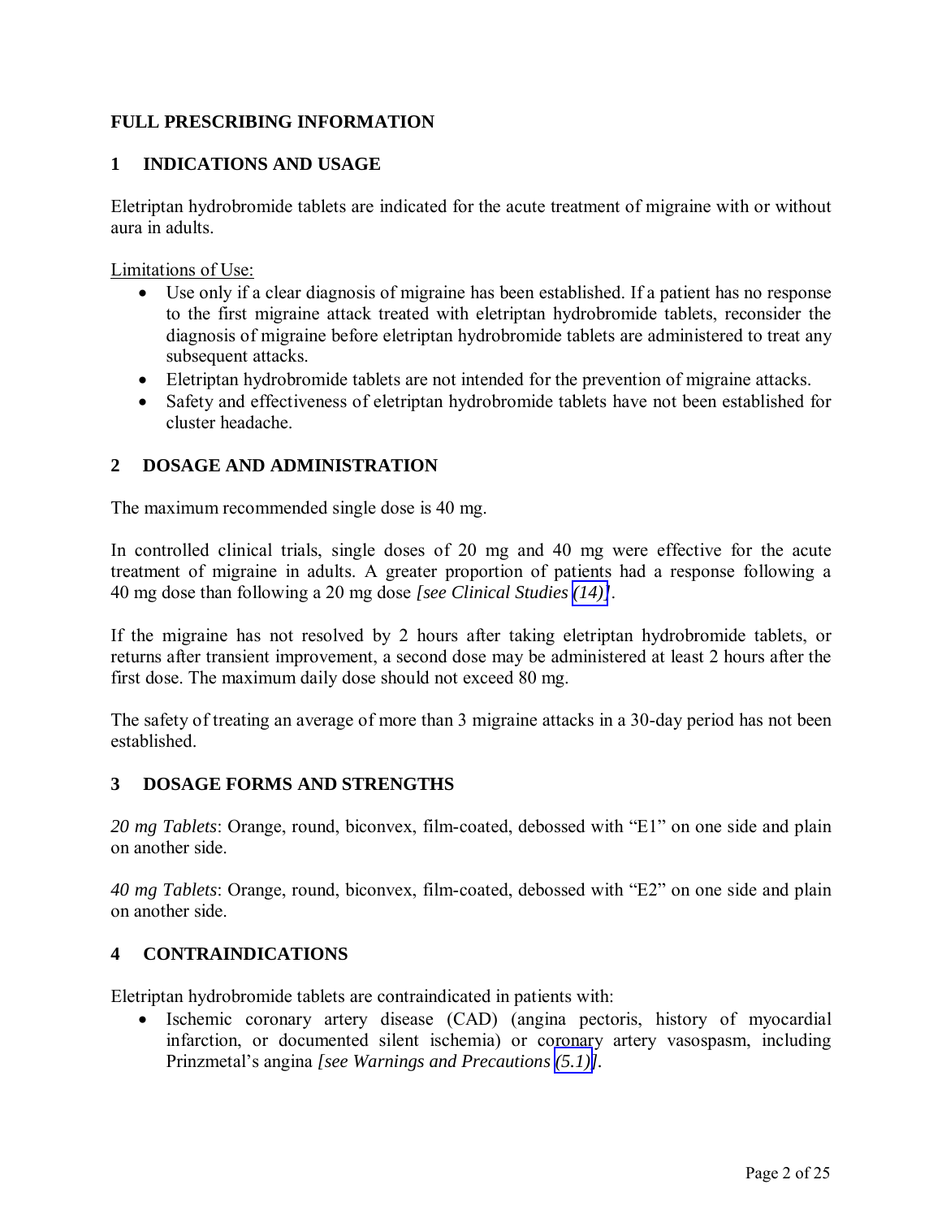# FULL PRESCRIBING INFORMATION

## 1 INDICATIONS AND USAGE

Eletriptan hydrobromide tablets are indicated for the acute treatment of migraine with or without aura in adults.

<u>Limitations of Use:</u>

- Use only if a clear diagnosis of migraine has been established. If a patient has no response to the first migraine attack treated with eletriptan hydrobromide tablets, reconsider the diagnosis of migraine before eletriptan hydrobromide tablets are administered to treat any subsequent attacks.
- Eletriptan hydrobromide tablets are not intended for the prevention of migraine attacks.
- Safety and effectiveness of eletriptan hydrobromide tablets have not been established for cluster headache.

## 2 DOSAGE AND ADMINISTRATION

The maximum recommended single dose is 40 mg.

In controlled clinical trials, single doses of 20 mg and 40 mg were effective for the acute treatment of migraine in adults. A greater proportion of patients had a response following a 40 mg dose than following a 20 mg dose *[see Clinical Studies (14)]*.

If the migraine has not resolved by 2 hours after taking eletriptan hydrobromide tablets, or returns after transient improvement, a second dose may be administered at least 2 hours after the first dose. The maximum daily dose should not exceed 80 mg.

The safety of treating an average of more than 3 migraine attacks in a 30-day period has not been established.

## 3 DOSAGE FORMS AND STRENGTHS

*20 mg Tablets*: Orange, round, biconvex, film-coated, debossed with "E1" on one side and plain on another side.

*40 mg Tablets*: Orange, round, biconvex, film-coated, debossed with "E2" on one side and plain on another side.

## 4 CONTRAINDICATIONS

Eletriptan hydrobromide tablets are contraindicated in patients with:

- Ischemic coronary artery disease (CAD) (angina pectoris, history of myocardial infarction, or documented silent ischemia) or coronary artery vasospasm, including Prinzmetal's angina *[see Warnings and Precautions (5.1)]*.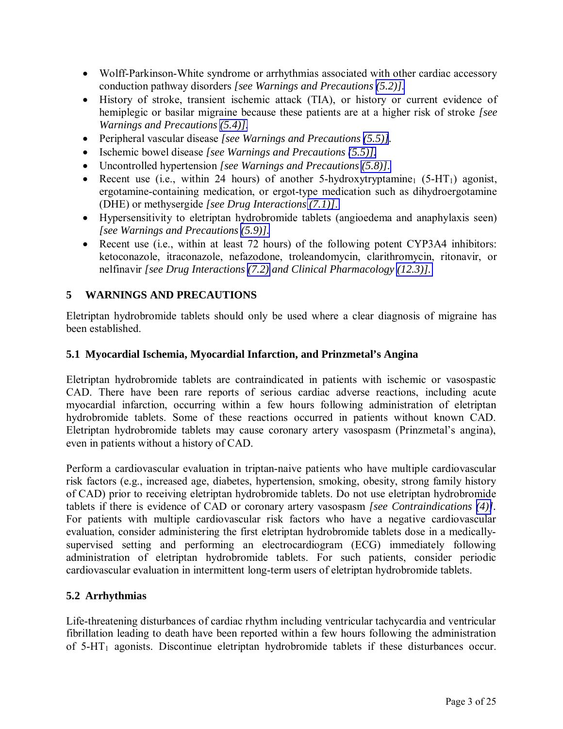- Wolff-Parkinson-White syndrome or arrhythmias associated with other cardiac accessory conduction pathway disorders *[see Warnings and Precautions (5.2)].*
- History of stroke, transient ischemic attack (TIA), or history or current evidence of hemiplegic or basilar migraine because these patients are at a higher risk of stroke *[see Warnings and Precautions (5.4)].*
- Peripheral vascular disease *[see Warnings and Precautions (5.5)].*
- Ischemic bowel disease *[see Warnings and Precautions (5.5)].*
- Uncontrolled hypertension *[see Warnings and Precautions (5.8)].*
- Recent use (i.e., within 24 hours) of another 5-hydroxytryptamine$_1$ (5-HT$_1$) agonist, ergotamine-containing medication, or ergot-type medication such as dihydroergotamine (DHE) or methysergide *[see Drug Interactions (7.1)].*
- Hypersensitivity to eletriptan hydrobromide tablets (angioedema and anaphylaxis seen) *[see Warnings and Precautions (5.9)].*
- Recent use (i.e., within at least 72 hours) of the following potent CYP3A4 inhibitors: ketoconazole, itraconazole, nefazodone, troleandomycin, clarithromycin, ritonavir, or nelfinavir *[see Drug Interactions (7.2) and Clinical Pharmacology (12.3)].*

## 5 WARNINGS AND PRECAUTIONS

Eletriptan hydrobromide tablets should only be used where a clear diagnosis of migraine has been established.

### 5.1 Myocardial Ischemia, Myocardial Infarction, and Prinzmetal's Angina

Eletriptan hydrobromide tablets are contraindicated in patients with ischemic or vasospastic CAD. There have been rare reports of serious cardiac adverse reactions, including acute myocardial infarction, occurring within a few hours following administration of eletriptan hydrobromide tablets. Some of these reactions occurred in patients without known CAD. Eletriptan hydrobromide tablets may cause coronary artery vasospasm (Prinzmetal's angina), even in patients without a history of CAD.

Perform a cardiovascular evaluation in triptan-naive patients who have multiple cardiovascular risk factors (e.g., increased age, diabetes, hypertension, smoking, obesity, strong family history of CAD) prior to receiving eletriptan hydrobromide tablets. Do not use eletriptan hydrobromide tablets if there is evidence of CAD or coronary artery vasospasm *[see Contraindications (4)]*. For patients with multiple cardiovascular risk factors who have a negative cardiovascular evaluation, consider administering the first eletriptan hydrobromide tablets dose in a medically-supervised setting and performing an electrocardiogram (ECG) immediately following administration of eletriptan hydrobromide tablets. For such patients, consider periodic cardiovascular evaluation in intermittent long-term users of eletriptan hydrobromide tablets.

### 5.2 Arrhythmias

Life-threatening disturbances of cardiac rhythm including ventricular tachycardia and ventricular fibrillation leading to death have been reported within a few hours following the administration of 5-HT$_1$ agonists. Discontinue eletriptan hydrobromide tablets if these disturbances occur.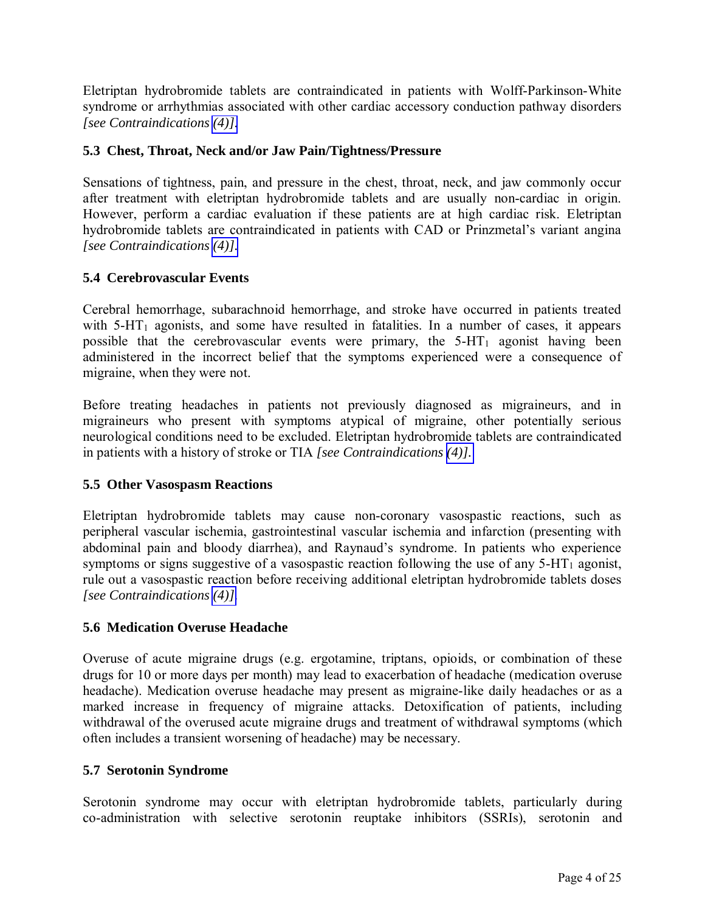Eletriptan hydrobromide tablets are contraindicated in patients with Wolff-Parkinson-White syndrome or arrhythmias associated with other cardiac accessory conduction pathway disorders *[see Contraindications (4)]*.

### 5.3 Chest, Throat, Neck and/or Jaw Pain/Tightness/Pressure

Sensations of tightness, pain, and pressure in the chest, throat, neck, and jaw commonly occur after treatment with eletriptan hydrobromide tablets and are usually non-cardiac in origin. However, perform a cardiac evaluation if these patients are at high cardiac risk. Eletriptan hydrobromide tablets are contraindicated in patients with CAD or Prinzmetal's variant angina *[see Contraindications (4)]*.

### 5.4 Cerebrovascular Events

Cerebral hemorrhage, subarachnoid hemorrhage, and stroke have occurred in patients treated with 5-$HT_1$ agonists, and some have resulted in fatalities. In a number of cases, it appears possible that the cerebrovascular events were primary, the 5-$HT_1$ agonist having been administered in the incorrect belief that the symptoms experienced were a consequence of migraine, when they were not.

Before treating headaches in patients not previously diagnosed as migraineurs, and in migraineurs who present with symptoms atypical of migraine, other potentially serious neurological conditions need to be excluded. Eletriptan hydrobromide tablets are contraindicated in patients with a history of stroke or TIA *[see Contraindications (4)]*.

### 5.5 Other Vasospasm Reactions

Eletriptan hydrobromide tablets may cause non-coronary vasospastic reactions, such as peripheral vascular ischemia, gastrointestinal vascular ischemia and infarction (presenting with abdominal pain and bloody diarrhea), and Raynaud's syndrome. In patients who experience symptoms or signs suggestive of a vasospastic reaction following the use of any 5-$HT_1$ agonist, rule out a vasospastic reaction before receiving additional eletriptan hydrobromide tablets doses *[see Contraindications (4)]*.

### 5.6 Medication Overuse Headache

Overuse of acute migraine drugs (e.g. ergotamine, triptans, opioids, or combination of these drugs for 10 or more days per month) may lead to exacerbation of headache (medication overuse headache). Medication overuse headache may present as migraine-like daily headaches or as a marked increase in frequency of migraine attacks. Detoxification of patients, including withdrawal of the overused acute migraine drugs and treatment of withdrawal symptoms (which often includes a transient worsening of headache) may be necessary.

### 5.7 Serotonin Syndrome

Serotonin syndrome may occur with eletriptan hydrobromide tablets, particularly during co-administration with selective serotonin reuptake inhibitors (SSRIs), serotonin and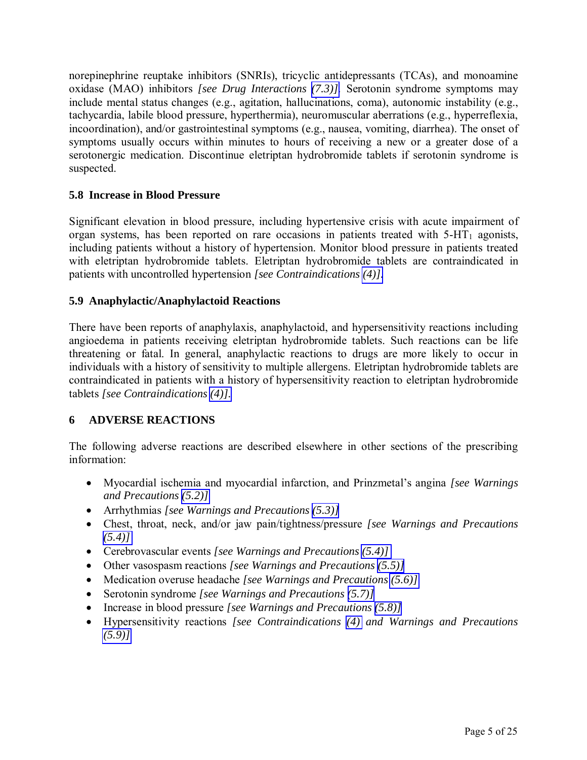norepinephrine reuptake inhibitors (SNRIs), tricyclic antidepressants (TCAs), and monoamine oxidase (MAO) inhibitors *[see Drug Interactions (7.3)]*. Serotonin syndrome symptoms may include mental status changes (e.g., agitation, hallucinations, coma), autonomic instability (e.g., tachycardia, labile blood pressure, hyperthermia), neuromuscular aberrations (e.g., hyperreflexia, incoordination), and/or gastrointestinal symptoms (e.g., nausea, vomiting, diarrhea). The onset of symptoms usually occurs within minutes to hours of receiving a new or a greater dose of a serotonergic medication. Discontinue eletriptan hydrobromide tablets if serotonin syndrome is suspected.

### 5.8 Increase in Blood Pressure

Significant elevation in blood pressure, including hypertensive crisis with acute impairment of organ systems, has been reported on rare occasions in patients treated with 5-$HT_1$ agonists, including patients without a history of hypertension. Monitor blood pressure in patients treated with eletriptan hydrobromide tablets. Eletriptan hydrobromide tablets are contraindicated in patients with uncontrolled hypertension *[see Contraindications (4)]*.

### 5.9 Anaphylactic/Anaphylactoid Reactions

There have been reports of anaphylaxis, anaphylactoid, and hypersensitivity reactions including angioedema in patients receiving eletriptan hydrobromide tablets. Such reactions can be life threatening or fatal. In general, anaphylactic reactions to drugs are more likely to occur in individuals with a history of sensitivity to multiple allergens. Eletriptan hydrobromide tablets are contraindicated in patients with a history of hypersensitivity reaction to eletriptan hydrobromide tablets *[see Contraindications (4)]*.

## 6 ADVERSE REACTIONS

The following adverse reactions are described elsewhere in other sections of the prescribing information:

- Myocardial ischemia and myocardial infarction, and Prinzmetal's angina *[see Warnings and Precautions (5.2)]*
- Arrhythmias *[see Warnings and Precautions (5.3)]*
- Chest, throat, neck, and/or jaw pain/tightness/pressure *[see Warnings and Precautions (5.4)]*
- Cerebrovascular events *[see Warnings and Precautions (5.4)]*
- Other vasospasm reactions *[see Warnings and Precautions (5.5)]*
- Medication overuse headache *[see Warnings and Precautions (5.6)]*
- Serotonin syndrome *[see Warnings and Precautions (5.7)]*
- Increase in blood pressure *[see Warnings and Precautions (5.8)]*
- Hypersensitivity reactions *[see Contraindications (4) and Warnings and Precautions (5.9)]*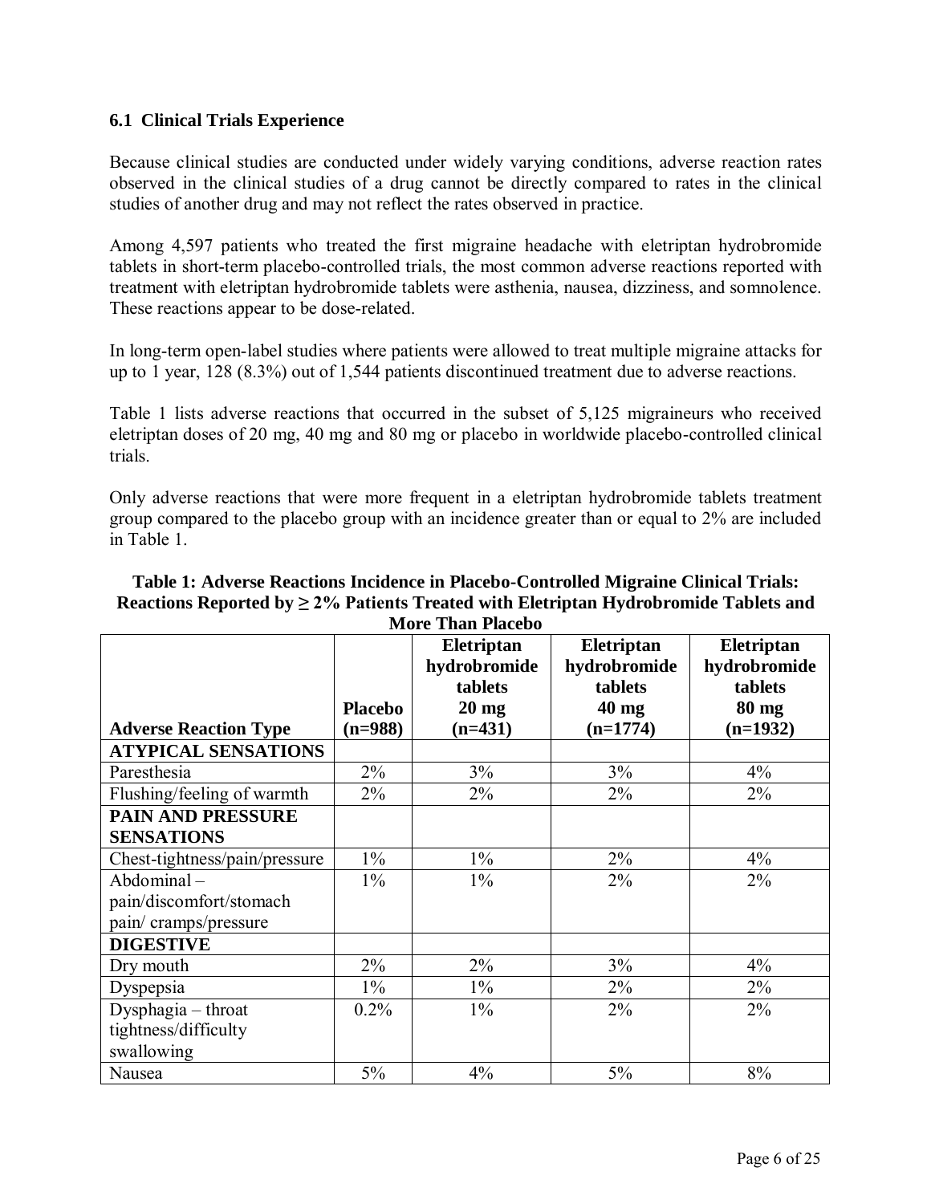### 6.1 Clinical Trials Experience

Because clinical studies are conducted under widely varying conditions, adverse reaction rates observed in the clinical studies of a drug cannot be directly compared to rates in the clinical studies of another drug and may not reflect the rates observed in practice.

Among 4,597 patients who treated the first migraine headache with eletriptan hydrobromide tablets in short-term placebo-controlled trials, the most common adverse reactions reported with treatment with eletriptan hydrobromide tablets were asthenia, nausea, dizziness, and somnolence. These reactions appear to be dose-related.

In long-term open-label studies where patients were allowed to treat multiple migraine attacks for up to 1 year, 128 (8.3%) out of 1,544 patients discontinued treatment due to adverse reactions.

Table 1 lists adverse reactions that occurred in the subset of 5,125 migraineurs who received eletriptan doses of 20 mg, 40 mg and 80 mg or placebo in worldwide placebo-controlled clinical trials.

Only adverse reactions that were more frequent in a eletriptan hydrobromide tablets treatment group compared to the placebo group with an incidence greater than or equal to 2% are included in Table 1.

**Table 1: Adverse Reactions Incidence in Placebo-Controlled Migraine Clinical Trials: Reactions Reported by ≥ 2% Patients Treated with Eletriptan Hydrobromide Tablets and More Than Placebo**

| Adverse Reaction Type | Placebo (n=988) | Eletriptan hydrobromide tablets 20 mg (n=431) | Eletriptan hydrobromide tablets 40 mg (n=1774) | Eletriptan hydrobromide tablets 80 mg (n=1932) |
|---|---|---|---|---|
| **ATYPICAL SENSATIONS** | | | | |
| Paresthesia | 2% | 3% | 3% | 4% |
| Flushing/feeling of warmth | 2% | 2% | 2% | 2% |
| **PAIN AND PRESSURE SENSATIONS** | | | | |
| Chest-tightness/pain/pressure | 1% | 1% | 2% | 4% |
| Abdominal – pain/discomfort/stomach pain/ cramps/pressure | 1% | 1% | 2% | 2% |
| **DIGESTIVE** | | | | |
| Dry mouth | 2% | 2% | 3% | 4% |
| Dyspepsia | 1% | 1% | 2% | 2% |
| Dysphagia – throat tightness/difficulty swallowing | 0.2% | 1% | 2% | 2% |
| Nausea | 5% | 4% | 5% | 8% |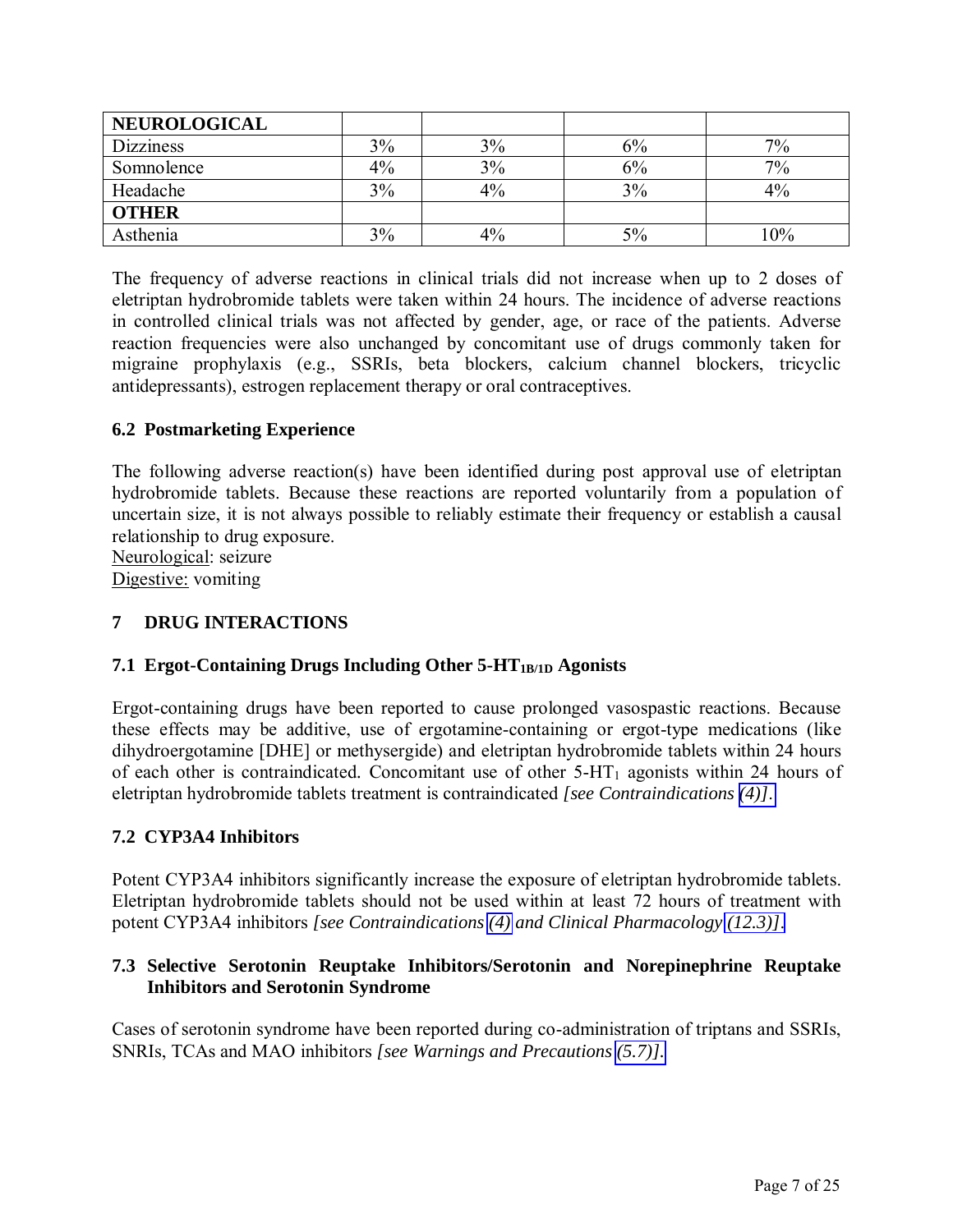| NEUROLOGICAL | | | | |
|---|---|---|---|---|
| Dizziness | 3% | 3% | 6% | 7% |
| Somnolence | 4% | 3% | 6% | 7% |
| Headache | 3% | 4% | 3% | 4% |
| **OTHER** | | | | |
| Asthenia | 3% | 4% | 5% | 10% |

The frequency of adverse reactions in clinical trials did not increase when up to 2 doses of eletriptan hydrobromide tablets were taken within 24 hours. The incidence of adverse reactions in controlled clinical trials was not affected by gender, age, or race of the patients. Adverse reaction frequencies were also unchanged by concomitant use of drugs commonly taken for migraine prophylaxis (e.g., SSRIs, beta blockers, calcium channel blockers, tricyclic antidepressants), estrogen replacement therapy or oral contraceptives.

### 6.2 Postmarketing Experience

The following adverse reaction(s) have been identified during post approval use of eletriptan hydrobromide tablets. Because these reactions are reported voluntarily from a population of uncertain size, it is not always possible to reliably estimate their frequency or establish a causal relationship to drug exposure.

Neurological: seizure
Digestive: vomiting

## 7 DRUG INTERACTIONS

### 7.1 Ergot-Containing Drugs Including Other $5\text{-}HT_{1B/1D}$ Agonists

Ergot-containing drugs have been reported to cause prolonged vasospastic reactions. Because these effects may be additive, use of ergotamine-containing or ergot-type medications (like dihydroergotamine [DHE] or methysergide) and eletriptan hydrobromide tablets within 24 hours of each other is contraindicated. Concomitant use of other $5\text{-}HT_1$ agonists within 24 hours of eletriptan hydrobromide tablets treatment is contraindicated *[see Contraindications (4)]*.

### 7.2 CYP3A4 Inhibitors

Potent CYP3A4 inhibitors significantly increase the exposure of eletriptan hydrobromide tablets. Eletriptan hydrobromide tablets should not be used within at least 72 hours of treatment with potent CYP3A4 inhibitors *[see Contraindications (4) and Clinical Pharmacology (12.3)]*.

### 7.3 Selective Serotonin Reuptake Inhibitors/Serotonin and Norepinephrine Reuptake Inhibitors and Serotonin Syndrome

Cases of serotonin syndrome have been reported during co-administration of triptans and SSRIs, SNRIs, TCAs and MAO inhibitors *[see Warnings and Precautions (5.7)]*.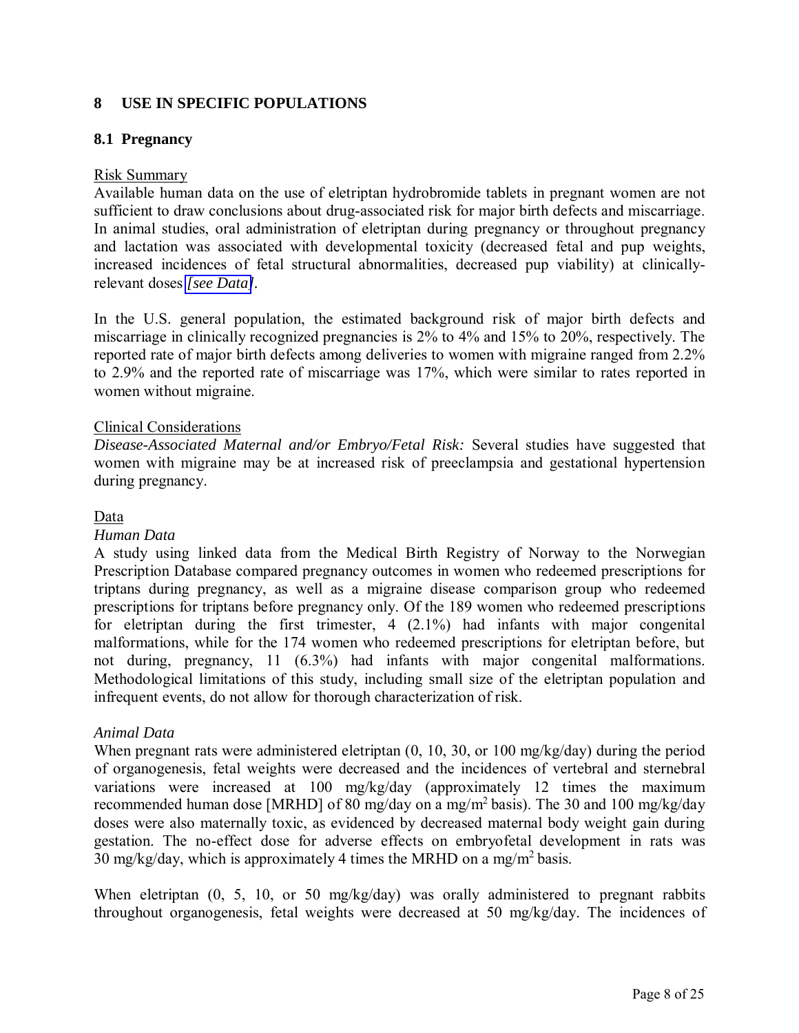## 8 USE IN SPECIFIC POPULATIONS

### 8.1 Pregnancy

Risk Summary

Available human data on the use of eletriptan hydrobromide tablets in pregnant women are not sufficient to draw conclusions about drug-associated risk for major birth defects and miscarriage. In animal studies, oral administration of eletriptan during pregnancy or throughout pregnancy and lactation was associated with developmental toxicity (decreased fetal and pup weights, increased incidences of fetal structural abnormalities, decreased pup viability) at clinically-relevant doses *[see Data]*.

In the U.S. general population, the estimated background risk of major birth defects and miscarriage in clinically recognized pregnancies is 2% to 4% and 15% to 20%, respectively. The reported rate of major birth defects among deliveries to women with migraine ranged from 2.2% to 2.9% and the reported rate of miscarriage was 17%, which were similar to rates reported in women without migraine.

Clinical Considerations

*Disease-Associated Maternal and/or Embryo/Fetal Risk:* Several studies have suggested that women with migraine may be at increased risk of preeclampsia and gestational hypertension during pregnancy.

Data

*Human Data*

A study using linked data from the Medical Birth Registry of Norway to the Norwegian Prescription Database compared pregnancy outcomes in women who redeemed prescriptions for triptans during pregnancy, as well as a migraine disease comparison group who redeemed prescriptions for triptans before pregnancy only. Of the 189 women who redeemed prescriptions for eletriptan during the first trimester, 4 (2.1%) had infants with major congenital malformations, while for the 174 women who redeemed prescriptions for eletriptan before, but not during, pregnancy, 11 (6.3%) had infants with major congenital malformations. Methodological limitations of this study, including small size of the eletriptan population and infrequent events, do not allow for thorough characterization of risk.

*Animal Data*

When pregnant rats were administered eletriptan (0, 10, 30, or 100 mg/kg/day) during the period of organogenesis, fetal weights were decreased and the incidences of vertebral and sternebral variations were increased at 100 mg/kg/day (approximately 12 times the maximum recommended human dose [MRHD] of 80 mg/day on a mg/$m^2$ basis). The 30 and 100 mg/kg/day doses were also maternally toxic, as evidenced by decreased maternal body weight gain during gestation. The no-effect dose for adverse effects on embryofetal development in rats was 30 mg/kg/day, which is approximately 4 times the MRHD on a mg/$m^2$ basis.

When eletriptan (0, 5, 10, or 50 mg/kg/day) was orally administered to pregnant rabbits throughout organogenesis, fetal weights were decreased at 50 mg/kg/day. The incidences of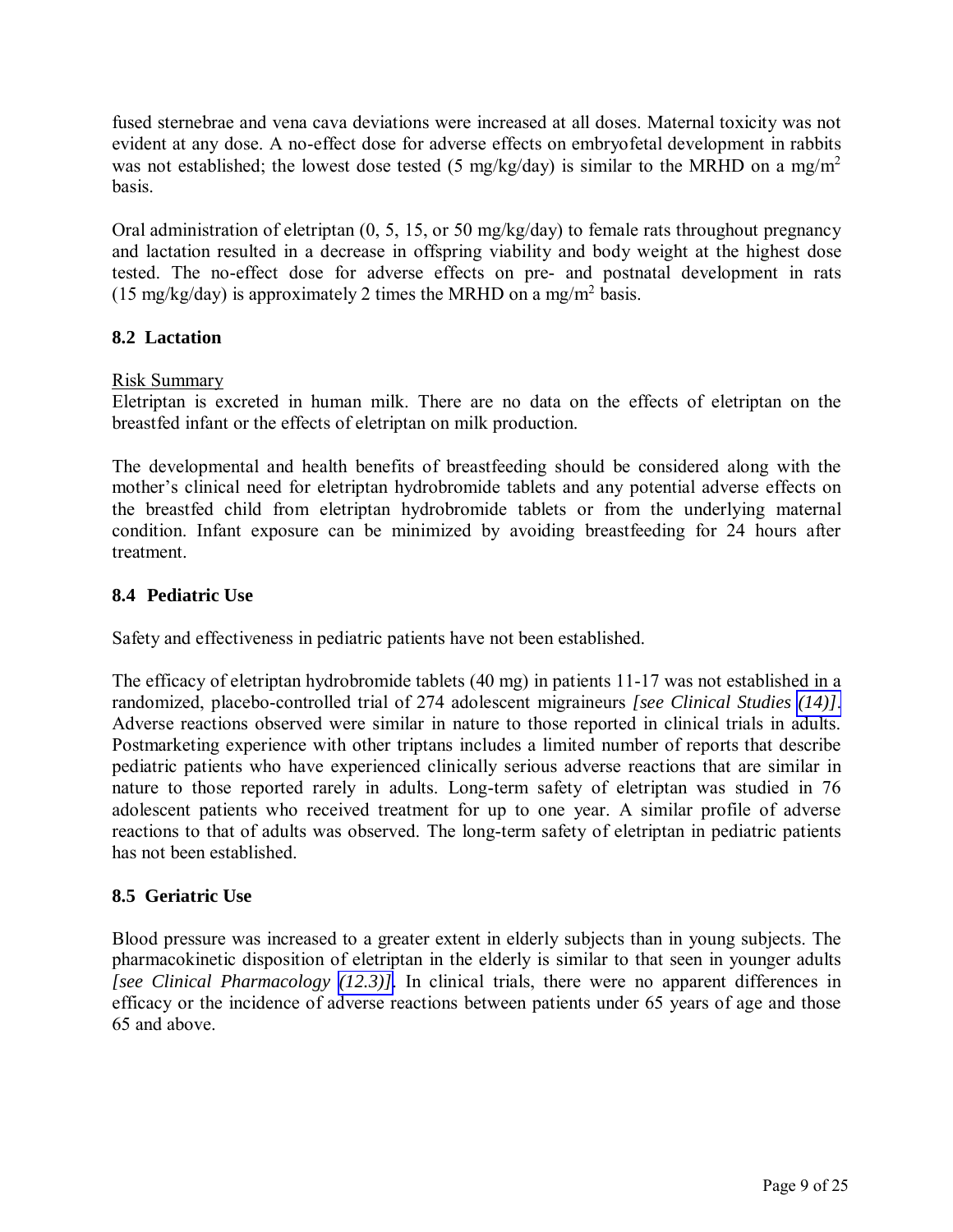fused sternebrae and vena cava deviations were increased at all doses. Maternal toxicity was not evident at any dose. A no-effect dose for adverse effects on embryofetal development in rabbits was not established; the lowest dose tested (5 mg/kg/day) is similar to the MRHD on a mg/m$^2$ basis.

Oral administration of eletriptan (0, 5, 15, or 50 mg/kg/day) to female rats throughout pregnancy and lactation resulted in a decrease in offspring viability and body weight at the highest dose tested. The no-effect dose for adverse effects on pre- and postnatal development in rats (15 mg/kg/day) is approximately 2 times the MRHD on a mg/m$^2$ basis.

### 8.2 Lactation

Risk Summary

Eletriptan is excreted in human milk. There are no data on the effects of eletriptan on the breastfed infant or the effects of eletriptan on milk production.

The developmental and health benefits of breastfeeding should be considered along with the mother's clinical need for eletriptan hydrobromide tablets and any potential adverse effects on the breastfed child from eletriptan hydrobromide tablets or from the underlying maternal condition. Infant exposure can be minimized by avoiding breastfeeding for 24 hours after treatment.

### 8.4 Pediatric Use

Safety and effectiveness in pediatric patients have not been established.

The efficacy of eletriptan hydrobromide tablets (40 mg) in patients 11-17 was not established in a randomized, placebo-controlled trial of 274 adolescent migraineurs *[see Clinical Studies (14)]*. Adverse reactions observed were similar in nature to those reported in clinical trials in adults. Postmarketing experience with other triptans includes a limited number of reports that describe pediatric patients who have experienced clinically serious adverse reactions that are similar in nature to those reported rarely in adults. Long-term safety of eletriptan was studied in 76 adolescent patients who received treatment for up to one year. A similar profile of adverse reactions to that of adults was observed. The long-term safety of eletriptan in pediatric patients has not been established.

### 8.5 Geriatric Use

Blood pressure was increased to a greater extent in elderly subjects than in young subjects. The pharmacokinetic disposition of eletriptan in the elderly is similar to that seen in younger adults *[see Clinical Pharmacology (12.3)]*. In clinical trials, there were no apparent differences in efficacy or the incidence of adverse reactions between patients under 65 years of age and those 65 and above.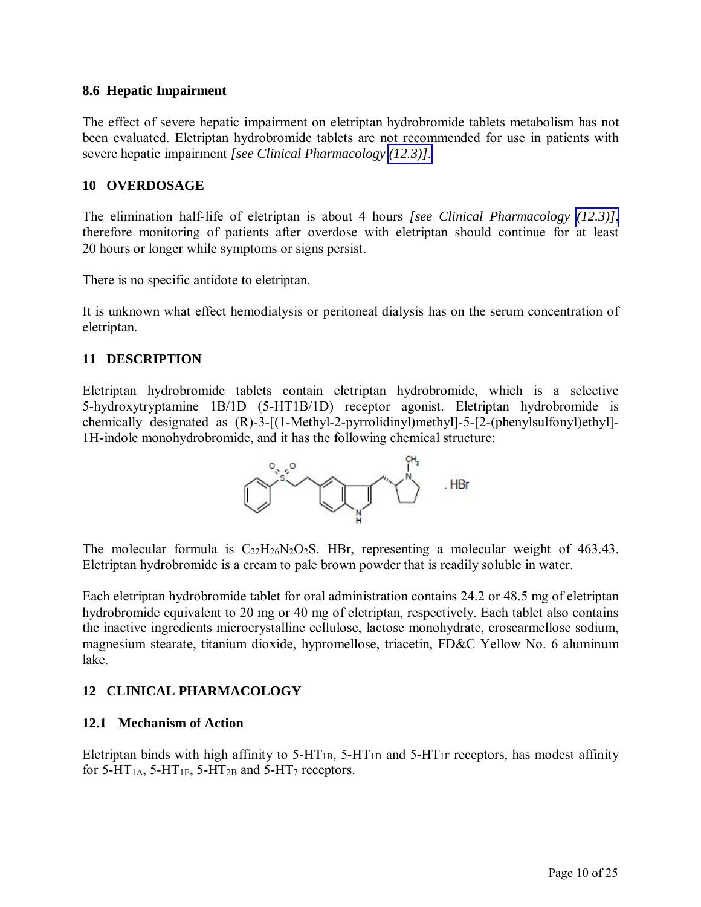### 8.6 Hepatic Impairment

The effect of severe hepatic impairment on eletriptan hydrobromide tablets metabolism has not been evaluated. Eletriptan hydrobromide tablets are not recommended for use in patients with severe hepatic impairment *[see Clinical Pharmacology (12.3)]*.

## 10 OVERDOSAGE

The elimination half-life of eletriptan is about 4 hours *[see Clinical Pharmacology (12.3)]*, therefore monitoring of patients after overdose with eletriptan should continue for at least 20 hours or longer while symptoms or signs persist.

There is no specific antidote to eletriptan.

It is unknown what effect hemodialysis or peritoneal dialysis has on the serum concentration of eletriptan.

## 11 DESCRIPTION

Eletriptan hydrobromide tablets contain eletriptan hydrobromide, which is a selective 5-hydroxytryptamine 1B/1D (5-HT1B/1D) receptor agonist. Eletriptan hydrobromide is chemically designated as (R)-3-[(1-Methyl-2-pyrrolidinyl)methyl]-5-[2-(phenylsulfonyl)ethyl]-1H-indole monohydrobromide, and it has the following chemical structure:

The molecular formula is $C_{22}H_{26}N_2O_2S$. HBr, representing a molecular weight of 463.43. Eletriptan hydrobromide is a cream to pale brown powder that is readily soluble in water.

Each eletriptan hydrobromide tablet for oral administration contains 24.2 or 48.5 mg of eletriptan hydrobromide equivalent to 20 mg or 40 mg of eletriptan, respectively. Each tablet also contains the inactive ingredients microcrystalline cellulose, lactose monohydrate, croscarmellose sodium, magnesium stearate, titanium dioxide, hypromellose, triacetin, FD&C Yellow No. 6 aluminum lake.

## 12 CLINICAL PHARMACOLOGY

### 12.1 Mechanism of Action

Eletriptan binds with high affinity to 5-$HT_{1B}$, 5-$HT_{1D}$ and 5-$HT_{1F}$ receptors, has modest affinity for 5-$HT_{1A}$, 5-$HT_{1E}$, 5-$HT_{2B}$ and 5-$HT_7$ receptors.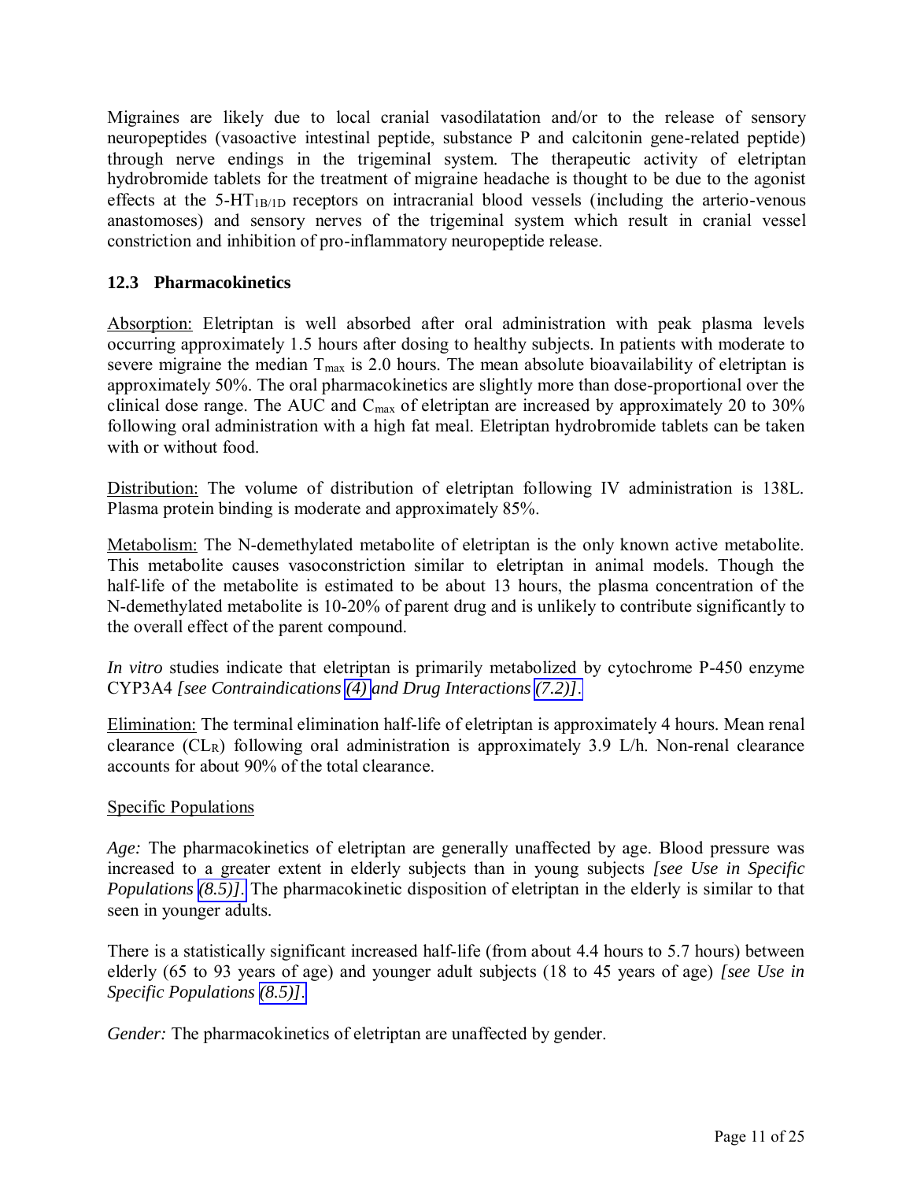Migraines are likely due to local cranial vasodilatation and/or to the release of sensory neuropeptides (vasoactive intestinal peptide, substance P and calcitonin gene-related peptide) through nerve endings in the trigeminal system. The therapeutic activity of eletriptan hydrobromide tablets for the treatment of migraine headache is thought to be due to the agonist effects at the 5-$HT_{1B/1D}$ receptors on intracranial blood vessels (including the arterio-venous anastomoses) and sensory nerves of the trigeminal system which result in cranial vessel constriction and inhibition of pro-inflammatory neuropeptide release.

### 12.3 Pharmacokinetics

Absorption: Eletriptan is well absorbed after oral administration with peak plasma levels occurring approximately 1.5 hours after dosing to healthy subjects. In patients with moderate to severe migraine the median $T_{max}$ is 2.0 hours. The mean absolute bioavailability of eletriptan is approximately 50%. The oral pharmacokinetics are slightly more than dose-proportional over the clinical dose range. The AUC and $C_{max}$ of eletriptan are increased by approximately 20 to 30% following oral administration with a high fat meal. Eletriptan hydrobromide tablets can be taken with or without food.

Distribution: The volume of distribution of eletriptan following IV administration is 138L. Plasma protein binding is moderate and approximately 85%.

Metabolism: The N-demethylated metabolite of eletriptan is the only known active metabolite. This metabolite causes vasoconstriction similar to eletriptan in animal models. Though the half-life of the metabolite is estimated to be about 13 hours, the plasma concentration of the N-demethylated metabolite is 10-20% of parent drug and is unlikely to contribute significantly to the overall effect of the parent compound.

*In vitro* studies indicate that eletriptan is primarily metabolized by cytochrome P-450 enzyme CYP3A4 *[see Contraindications (4) and Drug Interactions (7.2)]*.

Elimination: The terminal elimination half-life of eletriptan is approximately 4 hours. Mean renal clearance ($CL_R$) following oral administration is approximately 3.9 L/h. Non-renal clearance accounts for about 90% of the total clearance.

Specific Populations

*Age:* The pharmacokinetics of eletriptan are generally unaffected by age. Blood pressure was increased to a greater extent in elderly subjects than in young subjects *[see Use in Specific Populations (8.5)]*. The pharmacokinetic disposition of eletriptan in the elderly is similar to that seen in younger adults.

There is a statistically significant increased half-life (from about 4.4 hours to 5.7 hours) between elderly (65 to 93 years of age) and younger adult subjects (18 to 45 years of age) *[see Use in Specific Populations (8.5)]*.

*Gender:* The pharmacokinetics of eletriptan are unaffected by gender.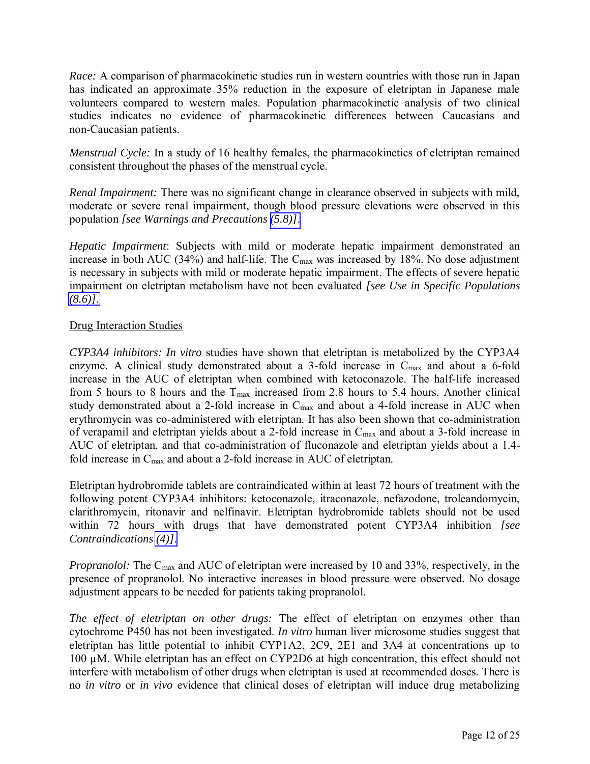*Race:* A comparison of pharmacokinetic studies run in western countries with those run in Japan has indicated an approximate 35% reduction in the exposure of eletriptan in Japanese male volunteers compared to western males. Population pharmacokinetic analysis of two clinical studies indicates no evidence of pharmacokinetic differences between Caucasians and non-Caucasian patients.

*Menstrual Cycle:* In a study of 16 healthy females, the pharmacokinetics of eletriptan remained consistent throughout the phases of the menstrual cycle.

*Renal Impairment:* There was no significant change in clearance observed in subjects with mild, moderate or severe renal impairment, though blood pressure elevations were observed in this population *[see Warnings and Precautions (5.8)]*.

*Hepatic Impairment*: Subjects with mild or moderate hepatic impairment demonstrated an increase in both AUC (34%) and half-life. The $C_{max}$ was increased by 18%. No dose adjustment is necessary in subjects with mild or moderate hepatic impairment. The effects of severe hepatic impairment on eletriptan metabolism have not been evaluated *[see Use in Specific Populations (8.6)]*.

Drug Interaction Studies

*CYP3A4 inhibitors: In vitro* studies have shown that eletriptan is metabolized by the CYP3A4 enzyme. A clinical study demonstrated about a 3-fold increase in $C_{max}$ and about a 6-fold increase in the AUC of eletriptan when combined with ketoconazole. The half-life increased from 5 hours to 8 hours and the $T_{max}$ increased from 2.8 hours to 5.4 hours. Another clinical study demonstrated about a 2-fold increase in $C_{max}$ and about a 4-fold increase in AUC when erythromycin was co-administered with eletriptan. It has also been shown that co-administration of verapamil and eletriptan yields about a 2-fold increase in $C_{max}$ and about a 3-fold increase in AUC of eletriptan, and that co-administration of fluconazole and eletriptan yields about a 1.4-fold increase in $C_{max}$ and about a 2-fold increase in AUC of eletriptan.

Eletriptan hydrobromide tablets are contraindicated within at least 72 hours of treatment with the following potent CYP3A4 inhibitors: ketoconazole, itraconazole, nefazodone, troleandomycin, clarithromycin, ritonavir and nelfinavir. Eletriptan hydrobromide tablets should not be used within 72 hours with drugs that have demonstrated potent CYP3A4 inhibition *[see Contraindications (4)]*.

*Propranolol:* The $C_{max}$ and AUC of eletriptan were increased by 10 and 33%, respectively, in the presence of propranolol. No interactive increases in blood pressure were observed. No dosage adjustment appears to be needed for patients taking propranolol.

*The effect of eletriptan on other drugs:* The effect of eletriptan on enzymes other than cytochrome P450 has not been investigated. *In vitro* human liver microsome studies suggest that eletriptan has little potential to inhibit CYP1A2, 2C9, 2E1 and 3A4 at concentrations up to 100 µM. While eletriptan has an effect on CYP2D6 at high concentration, this effect should not interfere with metabolism of other drugs when eletriptan is used at recommended doses. There is no *in vitro* or *in vivo* evidence that clinical doses of eletriptan will induce drug metabolizing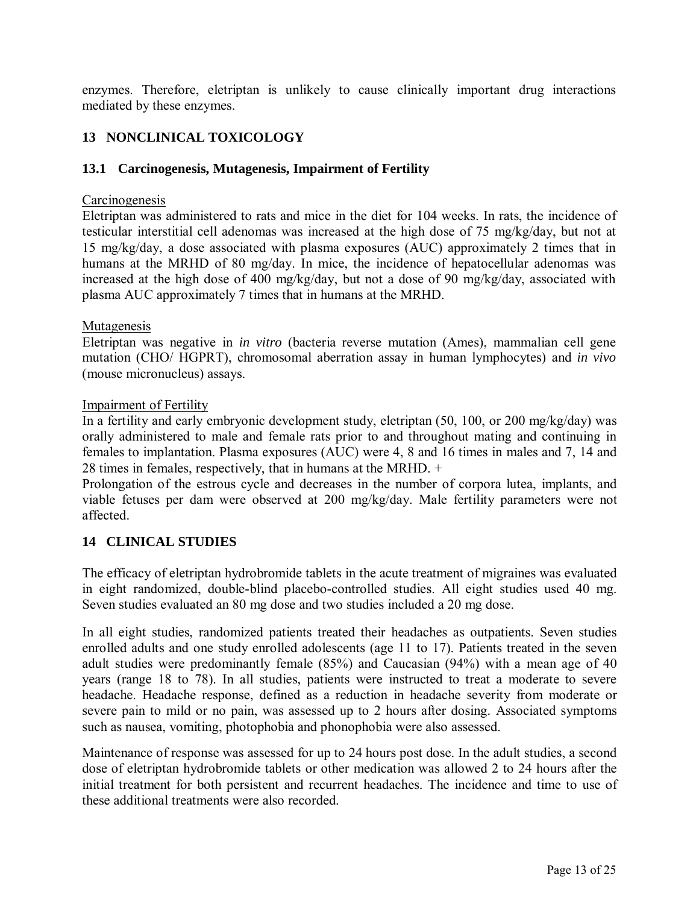enzymes. Therefore, eletriptan is unlikely to cause clinically important drug interactions mediated by these enzymes.

## 13 NONCLINICAL TOXICOLOGY

### 13.1 Carcinogenesis, Mutagenesis, Impairment of Fertility

Carcinogenesis

Eletriptan was administered to rats and mice in the diet for 104 weeks. In rats, the incidence of testicular interstitial cell adenomas was increased at the high dose of 75 mg/kg/day, but not at 15 mg/kg/day, a dose associated with plasma exposures (AUC) approximately 2 times that in humans at the MRHD of 80 mg/day. In mice, the incidence of hepatocellular adenomas was increased at the high dose of 400 mg/kg/day, but not a dose of 90 mg/kg/day, associated with plasma AUC approximately 7 times that in humans at the MRHD.

Mutagenesis

Eletriptan was negative in *in vitro* (bacteria reverse mutation (Ames), mammalian cell gene mutation (CHO/ HGPRT), chromosomal aberration assay in human lymphocytes) and *in vivo* (mouse micronucleus) assays.

Impairment of Fertility

In a fertility and early embryonic development study, eletriptan (50, 100, or 200 mg/kg/day) was orally administered to male and female rats prior to and throughout mating and continuing in females to implantation. Plasma exposures (AUC) were 4, 8 and 16 times in males and 7, 14 and 28 times in females, respectively, that in humans at the MRHD. +

Prolongation of the estrous cycle and decreases in the number of corpora lutea, implants, and viable fetuses per dam were observed at 200 mg/kg/day. Male fertility parameters were not affected.

## 14 CLINICAL STUDIES

The efficacy of eletriptan hydrobromide tablets in the acute treatment of migraines was evaluated in eight randomized, double-blind placebo-controlled studies. All eight studies used 40 mg. Seven studies evaluated an 80 mg dose and two studies included a 20 mg dose.

In all eight studies, randomized patients treated their headaches as outpatients. Seven studies enrolled adults and one study enrolled adolescents (age 11 to 17). Patients treated in the seven adult studies were predominantly female (85%) and Caucasian (94%) with a mean age of 40 years (range 18 to 78). In all studies, patients were instructed to treat a moderate to severe headache. Headache response, defined as a reduction in headache severity from moderate or severe pain to mild or no pain, was assessed up to 2 hours after dosing. Associated symptoms such as nausea, vomiting, photophobia and phonophobia were also assessed.

Maintenance of response was assessed for up to 24 hours post dose. In the adult studies, a second dose of eletriptan hydrobromide tablets or other medication was allowed 2 to 24 hours after the initial treatment for both persistent and recurrent headaches. The incidence and time to use of these additional treatments were also recorded.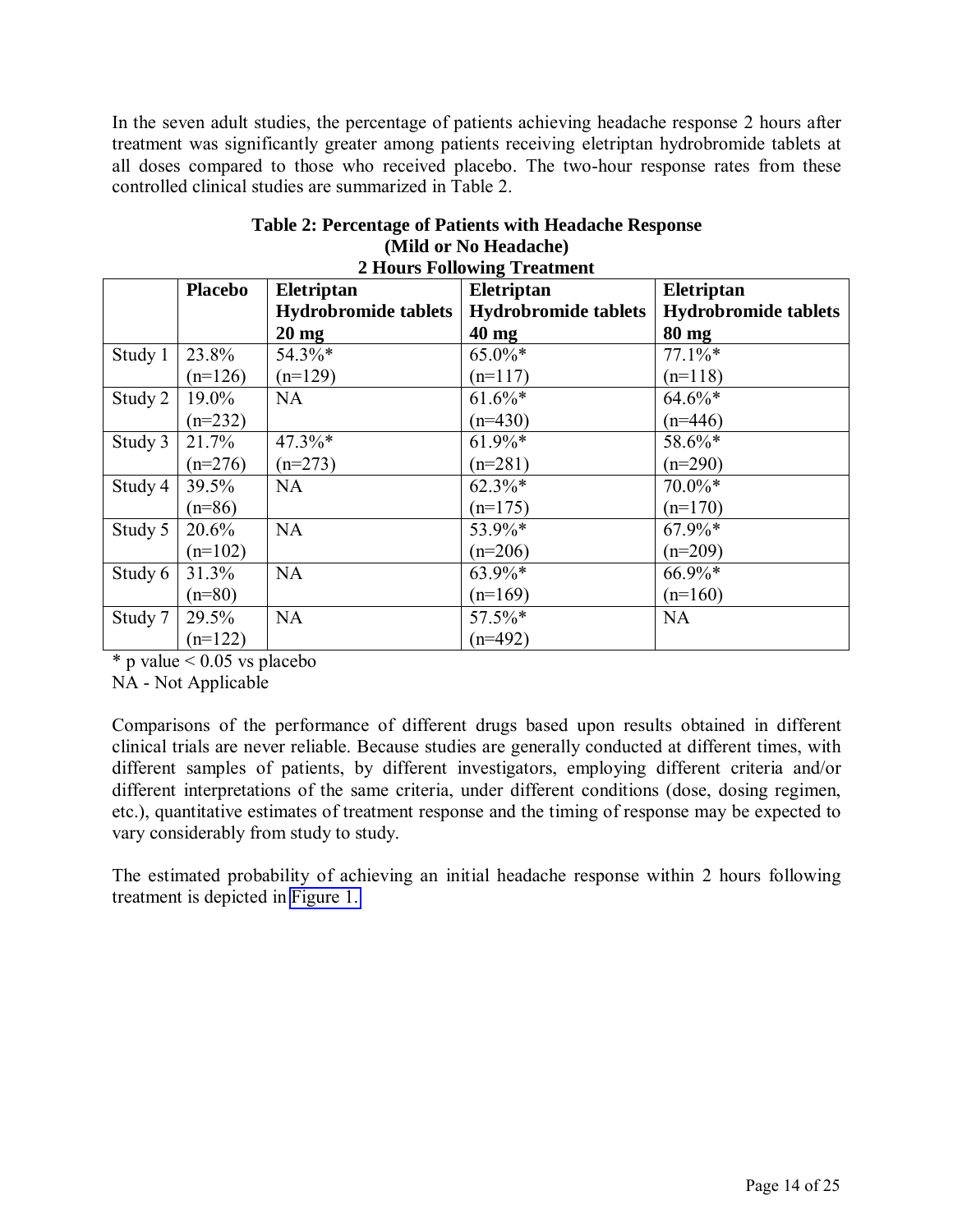In the seven adult studies, the percentage of patients achieving headache response 2 hours after treatment was significantly greater among patients receiving eletriptan hydrobromide tablets at all doses compared to those who received placebo. The two-hour response rates from these controlled clinical studies are summarized in Table 2.

**Table 2: Percentage of Patients with Headache Response (Mild or No Headache) 2 Hours Following Treatment**

| | Placebo | Eletriptan Hydrobromide tablets 20 mg | Eletriptan Hydrobromide tablets 40 mg | Eletriptan Hydrobromide tablets 80 mg |
|---|---|---|---|---|
| Study 1 | 23.8% (n=126) | 54.3%* (n=129) | 65.0%* (n=117) | 77.1%* (n=118) |
| Study 2 | 19.0% (n=232) | NA | 61.6%* (n=430) | 64.6%* (n=446) |
| Study 3 | 21.7% (n=276) | 47.3%* (n=273) | 61.9%* (n=281) | 58.6%* (n=290) |
| Study 4 | 39.5% (n=86) | NA | 62.3%* (n=175) | 70.0%* (n=170) |
| Study 5 | 20.6% (n=102) | NA | 53.9%* (n=206) | 67.9%* (n=209) |
| Study 6 | 31.3% (n=80) | NA | 63.9%* (n=169) | 66.9%* (n=160) |
| Study 7 | 29.5% (n=122) | NA | 57.5%* (n=492) | NA |

* p value < 0.05 vs placebo

NA - Not Applicable

Comparisons of the performance of different drugs based upon results obtained in different clinical trials are never reliable. Because studies are generally conducted at different times, with different samples of patients, by different investigators, employing different criteria and/or different interpretations of the same criteria, under different conditions (dose, dosing regimen, etc.), quantitative estimates of treatment response and the timing of response may be expected to vary considerably from study to study.

The estimated probability of achieving an initial headache response within 2 hours following treatment is depicted in Figure 1.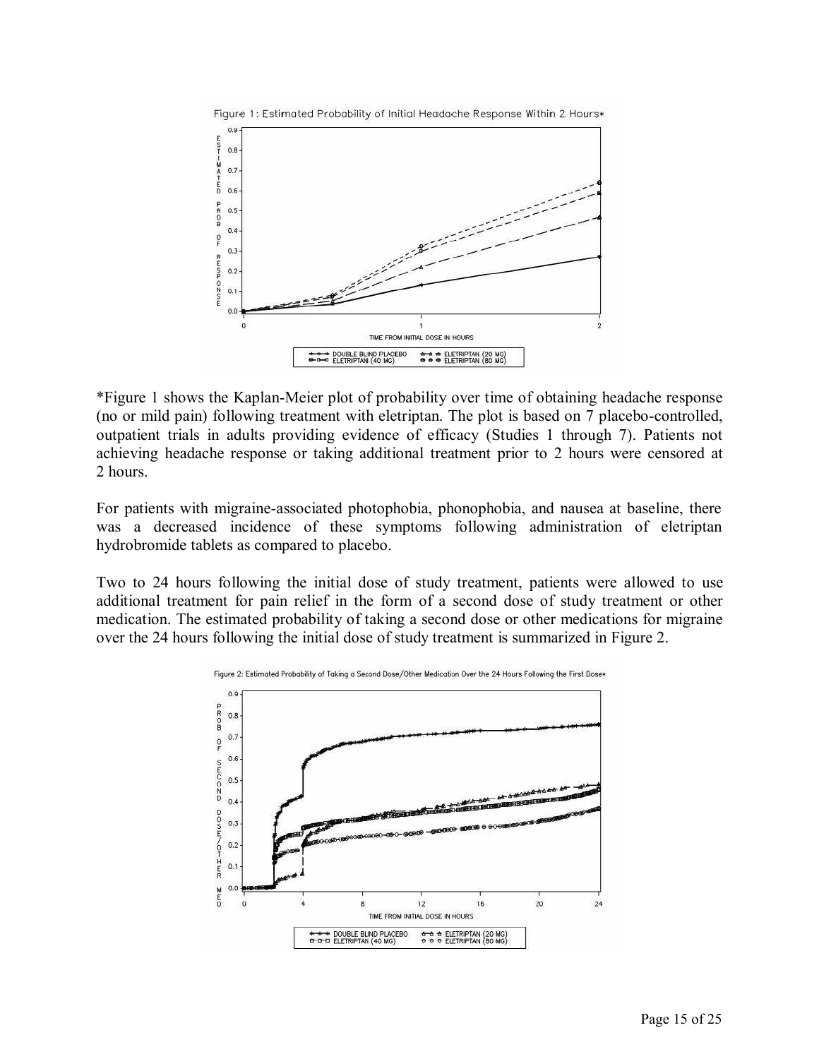Figure 1: Estimated Probability of Initial Headache Response Within 2 Hours*

*Figure 1 shows the Kaplan-Meier plot of probability over time of obtaining headache response (no or mild pain) following treatment with eletriptan. The plot is based on 7 placebo-controlled, outpatient trials in adults providing evidence of efficacy (Studies 1 through 7). Patients not achieving headache response or taking additional treatment prior to 2 hours were censored at 2 hours.

For patients with migraine-associated photophobia, phonophobia, and nausea at baseline, there was a decreased incidence of these symptoms following administration of eletriptan hydrobromide tablets as compared to placebo.

Two to 24 hours following the initial dose of study treatment, patients were allowed to use additional treatment for pain relief in the form of a second dose of study treatment or other medication. The estimated probability of taking a second dose or other medications for migraine over the 24 hours following the initial dose of study treatment is summarized in Figure 2.

Figure 2: Estimated Probability of Taking a Second Dose/Other Medication Over the 24 Hours Following the First Dose*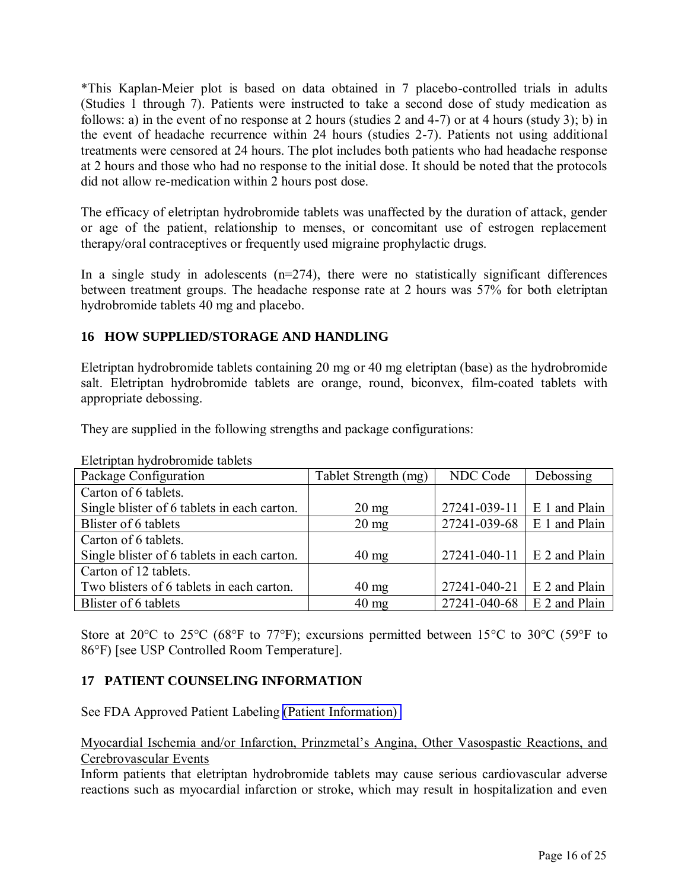*This Kaplan-Meier plot is based on data obtained in 7 placebo-controlled trials in adults (Studies 1 through 7). Patients were instructed to take a second dose of study medication as follows: a) in the event of no response at 2 hours (studies 2 and 4-7) or at 4 hours (study 3); b) in the event of headache recurrence within 24 hours (studies 2-7). Patients not using additional treatments were censored at 24 hours. The plot includes both patients who had headache response at 2 hours and those who had no response to the initial dose. It should be noted that the protocols did not allow re-medication within 2 hours post dose.

The efficacy of eletriptan hydrobromide tablets was unaffected by the duration of attack, gender or age of the patient, relationship to menses, or concomitant use of estrogen replacement therapy/oral contraceptives or frequently used migraine prophylactic drugs.

In a single study in adolescents (n=274), there were no statistically significant differences between treatment groups. The headache response rate at 2 hours was 57% for both eletriptan hydrobromide tablets 40 mg and placebo.

## 16 HOW SUPPLIED/STORAGE AND HANDLING

Eletriptan hydrobromide tablets containing 20 mg or 40 mg eletriptan (base) as the hydrobromide salt. Eletriptan hydrobromide tablets are orange, round, biconvex, film-coated tablets with appropriate debossing.

They are supplied in the following strengths and package configurations:

Eletriptan hydrobromide tablets

| Package Configuration | Tablet Strength (mg) | NDC Code | Debossing |
|---|---|---|---|
| Carton of 6 tablets. Single blister of 6 tablets in each carton. | 20 mg | 27241-039-11 | E 1 and Plain |
| Blister of 6 tablets | 20 mg | 27241-039-68 | E 1 and Plain |
| Carton of 6 tablets. Single blister of 6 tablets in each carton. | 40 mg | 27241-040-11 | E 2 and Plain |
| Carton of 12 tablets. Two blisters of 6 tablets in each carton. | 40 mg | 27241-040-21 | E 2 and Plain |
| Blister of 6 tablets | 40 mg | 27241-040-68 | E 2 and Plain |

Store at 20°C to 25°C (68°F to 77°F); excursions permitted between 15°C to 30°C (59°F to 86°F) [see USP Controlled Room Temperature].

## 17 PATIENT COUNSELING INFORMATION

See FDA Approved Patient Labeling (Patient Information)

Myocardial Ischemia and/or Infarction, Prinzmetal's Angina, Other Vasospastic Reactions, and Cerebrovascular Events

Inform patients that eletriptan hydrobromide tablets may cause serious cardiovascular adverse reactions such as myocardial infarction or stroke, which may result in hospitalization and even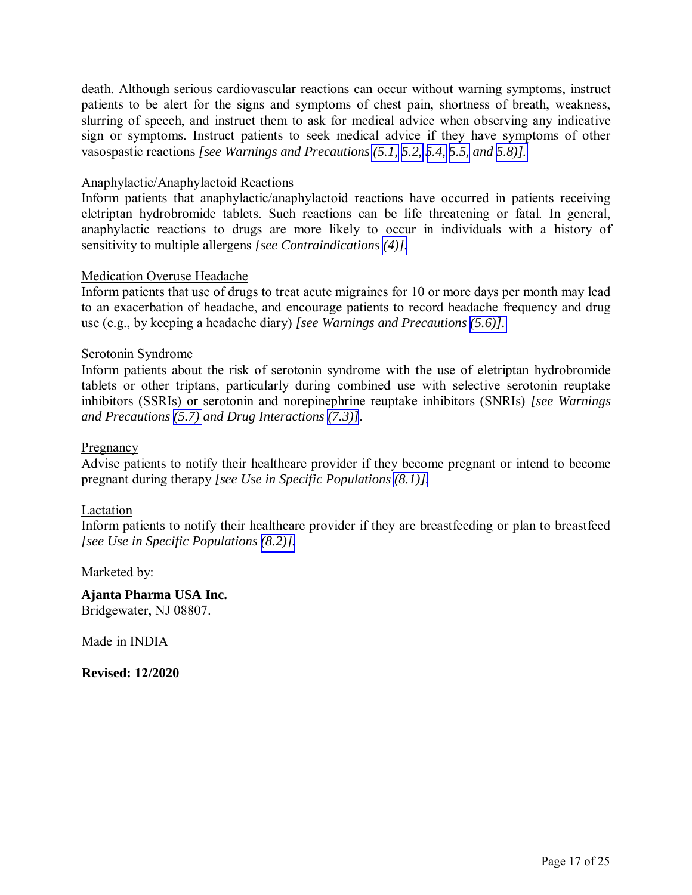death. Although serious cardiovascular reactions can occur without warning symptoms, instruct patients to be alert for the signs and symptoms of chest pain, shortness of breath, weakness, slurring of speech, and instruct them to ask for medical advice when observing any indicative sign or symptoms. Instruct patients to seek medical advice if they have symptoms of other vasospastic reactions *[see Warnings and Precautions (5.1, 5.2, 5.4, 5.5, and 5.8)].*

Anaphylactic/Anaphylactoid Reactions

Inform patients that anaphylactic/anaphylactoid reactions have occurred in patients receiving eletriptan hydrobromide tablets. Such reactions can be life threatening or fatal. In general, anaphylactic reactions to drugs are more likely to occur in individuals with a history of sensitivity to multiple allergens *[see Contraindications (4)]*.

Medication Overuse Headache

Inform patients that use of drugs to treat acute migraines for 10 or more days per month may lead to an exacerbation of headache, and encourage patients to record headache frequency and drug use (e.g., by keeping a headache diary) *[see Warnings and Precautions (5.6)].*

Serotonin Syndrome

Inform patients about the risk of serotonin syndrome with the use of eletriptan hydrobromide tablets or other triptans, particularly during combined use with selective serotonin reuptake inhibitors (SSRIs) or serotonin and norepinephrine reuptake inhibitors (SNRIs) *[see Warnings and Precautions (5.7) and Drug Interactions (7.3)]*.

Pregnancy

Advise patients to notify their healthcare provider if they become pregnant or intend to become pregnant during therapy *[see Use in Specific Populations (8.1)].*

Lactation

Inform patients to notify their healthcare provider if they are breastfeeding or plan to breastfeed *[see Use in Specific Populations (8.2)].*

Marketed by:

**Ajanta Pharma USA Inc.**
Bridgewater, NJ 08807.

Made in INDIA

**Revised: 12/2020**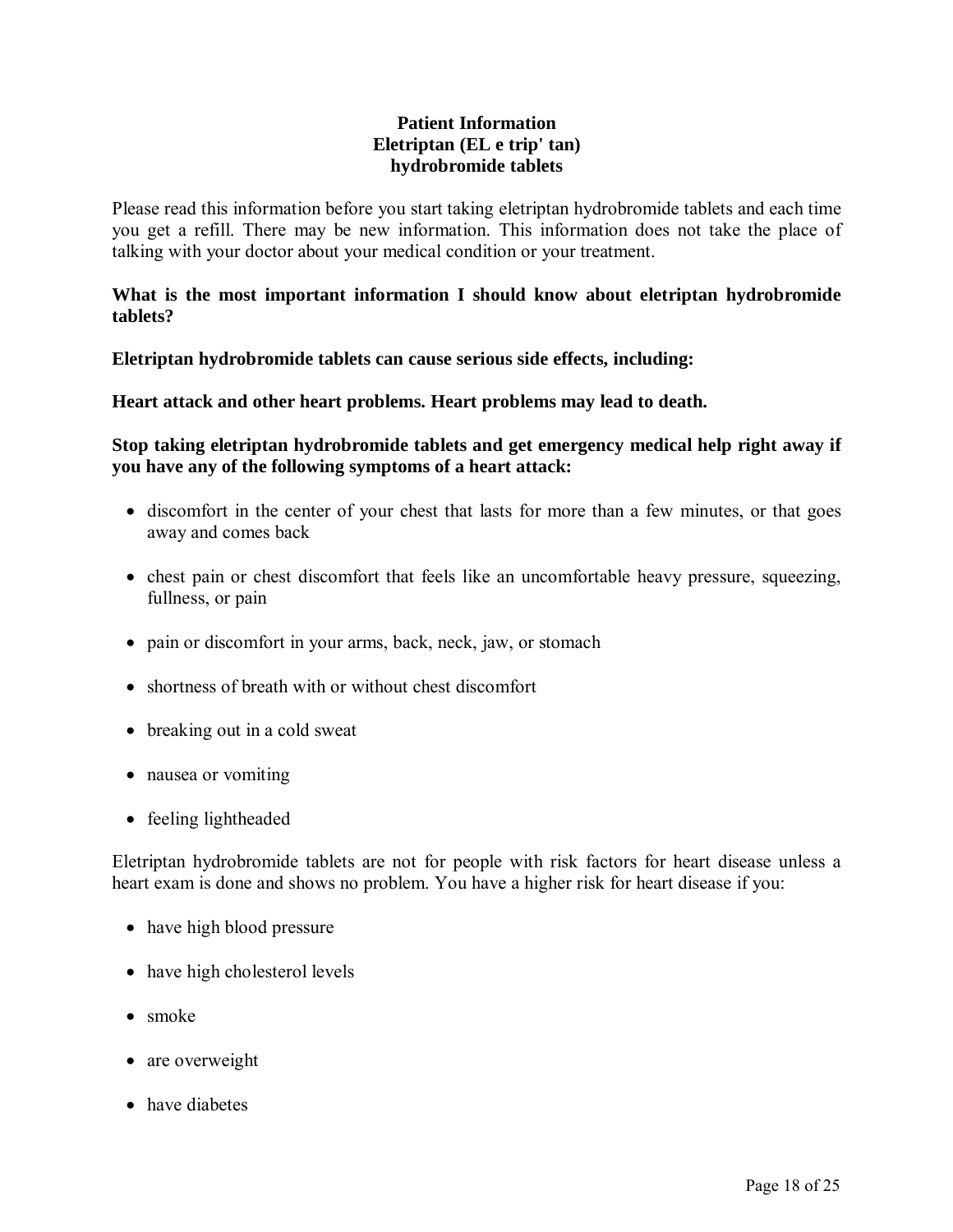# Patient Information
## Eletriptan (EL e trip' tan) hydrobromide tablets

Please read this information before you start taking eletriptan hydrobromide tablets and each time you get a refill. There may be new information. This information does not take the place of talking with your doctor about your medical condition or your treatment.

**What is the most important information I should know about eletriptan hydrobromide tablets?**

**Eletriptan hydrobromide tablets can cause serious side effects, including:**

**Heart attack and other heart problems. Heart problems may lead to death.**

**Stop taking eletriptan hydrobromide tablets and get emergency medical help right away if you have any of the following symptoms of a heart attack:**

- discomfort in the center of your chest that lasts for more than a few minutes, or that goes away and comes back
- chest pain or chest discomfort that feels like an uncomfortable heavy pressure, squeezing, fullness, or pain
- pain or discomfort in your arms, back, neck, jaw, or stomach
- shortness of breath with or without chest discomfort
- breaking out in a cold sweat
- nausea or vomiting
- feeling lightheaded

Eletriptan hydrobromide tablets are not for people with risk factors for heart disease unless a heart exam is done and shows no problem. You have a higher risk for heart disease if you:

- have high blood pressure
- have high cholesterol levels
- smoke
- are overweight
- have diabetes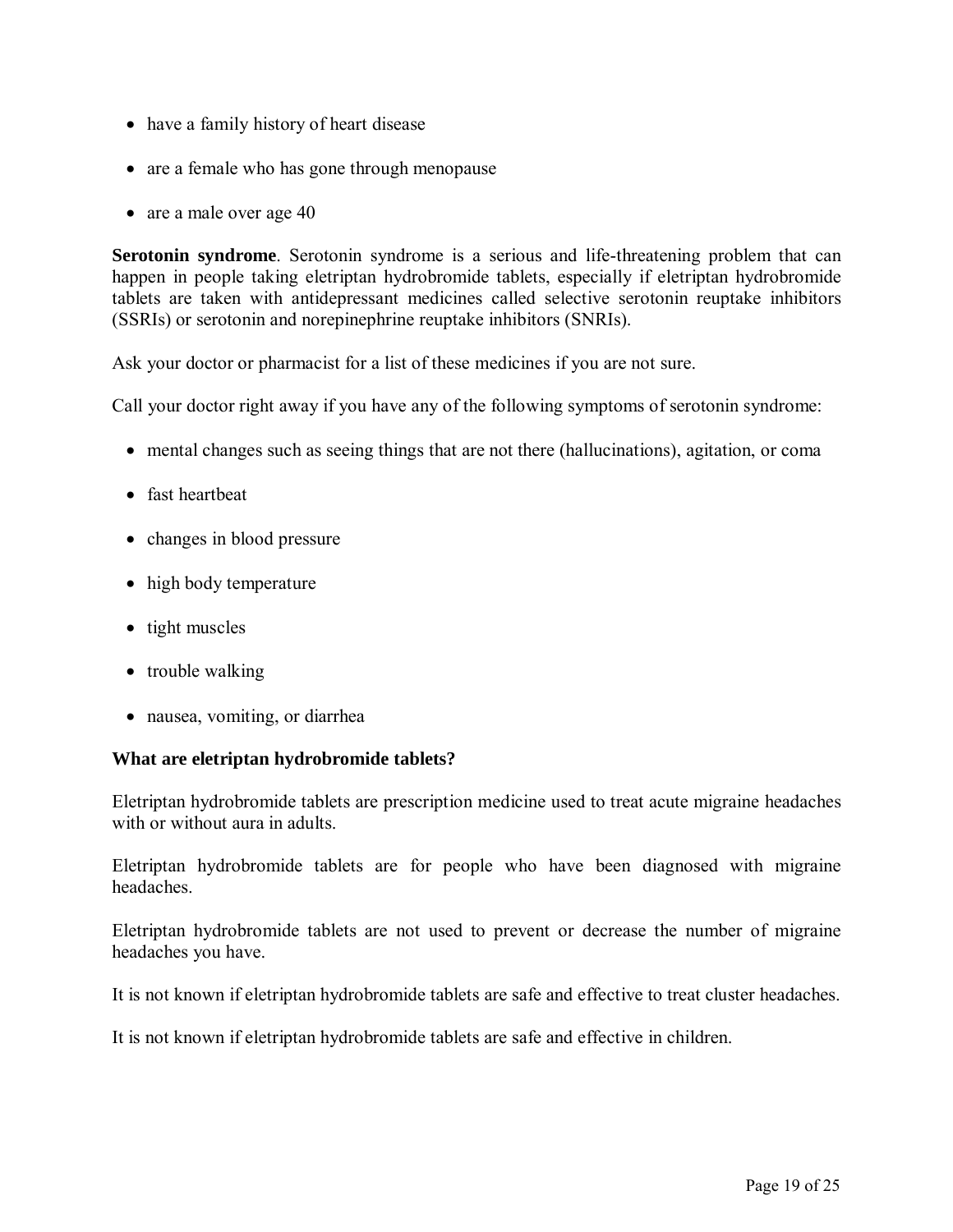- have a family history of heart disease
- are a female who has gone through menopause
- are a male over age 40

**Serotonin syndrome**. Serotonin syndrome is a serious and life-threatening problem that can happen in people taking eletriptan hydrobromide tablets, especially if eletriptan hydrobromide tablets are taken with antidepressant medicines called selective serotonin reuptake inhibitors (SSRIs) or serotonin and norepinephrine reuptake inhibitors (SNRIs).

Ask your doctor or pharmacist for a list of these medicines if you are not sure.

Call your doctor right away if you have any of the following symptoms of serotonin syndrome:

- mental changes such as seeing things that are not there (hallucinations), agitation, or coma
- fast heartbeat
- changes in blood pressure
- high body temperature
- tight muscles
- trouble walking
- nausea, vomiting, or diarrhea

**What are eletriptan hydrobromide tablets?**

Eletriptan hydrobromide tablets are prescription medicine used to treat acute migraine headaches with or without aura in adults.

Eletriptan hydrobromide tablets are for people who have been diagnosed with migraine headaches.

Eletriptan hydrobromide tablets are not used to prevent or decrease the number of migraine headaches you have.

It is not known if eletriptan hydrobromide tablets are safe and effective to treat cluster headaches.

It is not known if eletriptan hydrobromide tablets are safe and effective in children.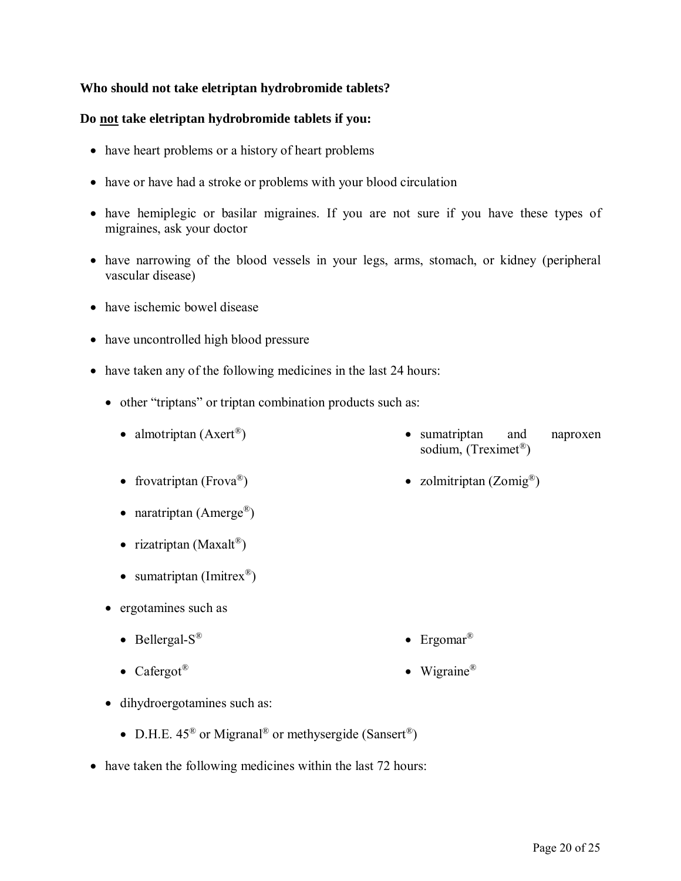**Who should not take eletriptan hydrobromide tablets?**

**Do <u>not</u> take eletriptan hydrobromide tablets if you:**

- have heart problems or a history of heart problems
- have or have had a stroke or problems with your blood circulation
- have hemiplegic or basilar migraines. If you are not sure if you have these types of migraines, ask your doctor
- have narrowing of the blood vessels in your legs, arms, stomach, or kidney (peripheral vascular disease)
- have ischemic bowel disease
- have uncontrolled high blood pressure
- have taken any of the following medicines in the last 24 hours:
  - other "triptans" or triptan combination products such as:
    - almotriptan (Axert®)
    - frovatriptan (Frova®)
    - naratriptan (Amerge®)
    - rizatriptan (Maxalt®)
    - sumatriptan (Imitrex®)
    - sumatriptan and naproxen sodium, (Treximet®)
    - zolmitriptan (Zomig®)
  - ergotamines such as
    - Bellergal-S®
    - Cafergot®
    - Ergomar®
    - Wigraine®
  - dihydroergotamines such as:
    - D.H.E. 45® or Migranal® or methysergide (Sansert®)
- have taken the following medicines within the last 72 hours: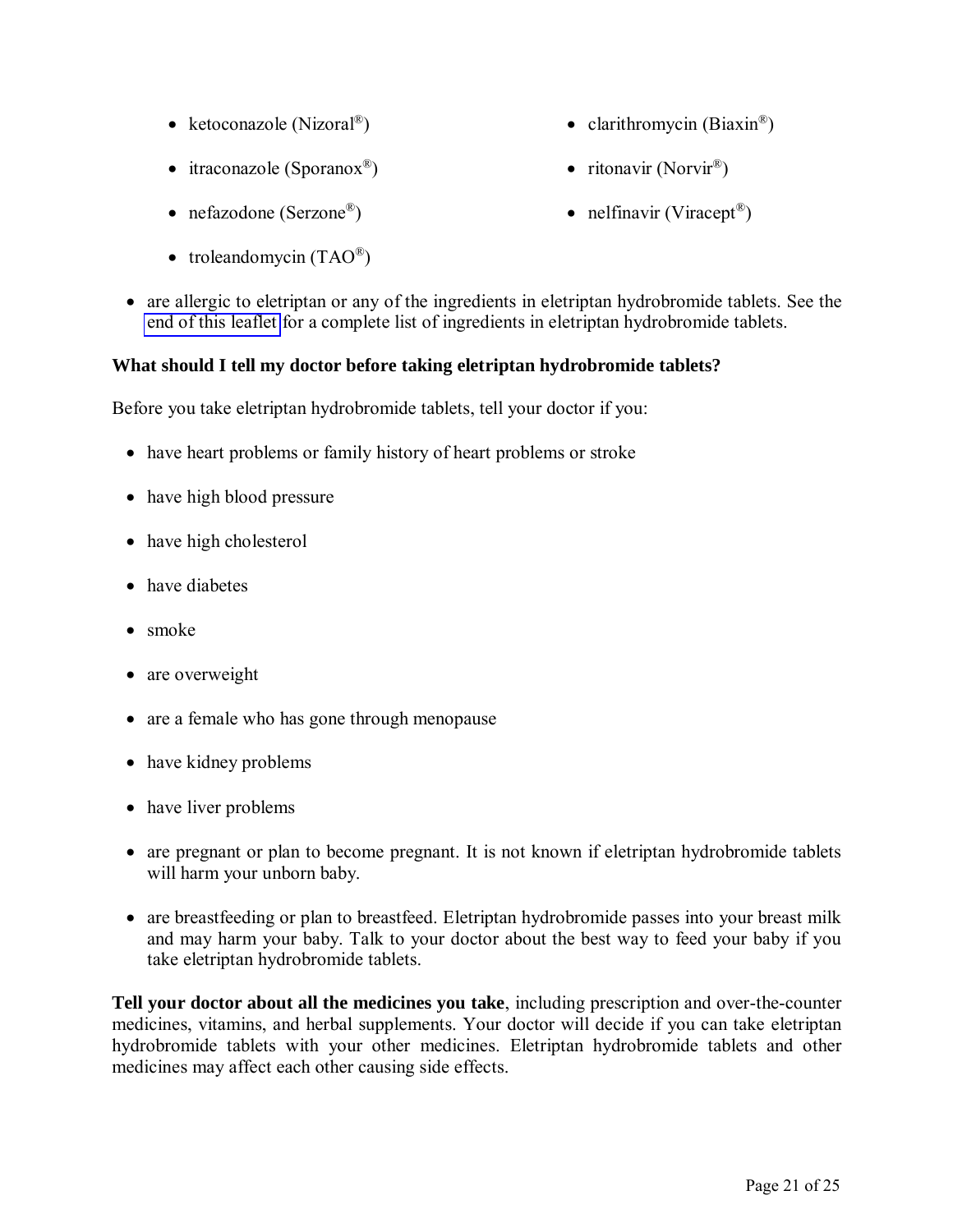- ketoconazole (Nizoral®)
- itraconazole (Sporanox®)
- nefazodone (Serzone®)
- troleandomycin (TAO®)
- clarithromycin (Biaxin®)
- ritonavir (Norvir®)
- nelfinavir (Viracept®)

- are allergic to eletriptan or any of the ingredients in eletriptan hydrobromide tablets. See the end of this leaflet for a complete list of ingredients in eletriptan hydrobromide tablets.

**What should I tell my doctor before taking eletriptan hydrobromide tablets?**

Before you take eletriptan hydrobromide tablets, tell your doctor if you:

- have heart problems or family history of heart problems or stroke
- have high blood pressure
- have high cholesterol
- have diabetes
- smoke
- are overweight
- are a female who has gone through menopause
- have kidney problems
- have liver problems
- are pregnant or plan to become pregnant. It is not known if eletriptan hydrobromide tablets will harm your unborn baby.
- are breastfeeding or plan to breastfeed. Eletriptan hydrobromide passes into your breast milk and may harm your baby. Talk to your doctor about the best way to feed your baby if you take eletriptan hydrobromide tablets.

**Tell your doctor about all the medicines you take**, including prescription and over-the-counter medicines, vitamins, and herbal supplements. Your doctor will decide if you can take eletriptan hydrobromide tablets with your other medicines. Eletriptan hydrobromide tablets and other medicines may affect each other causing side effects.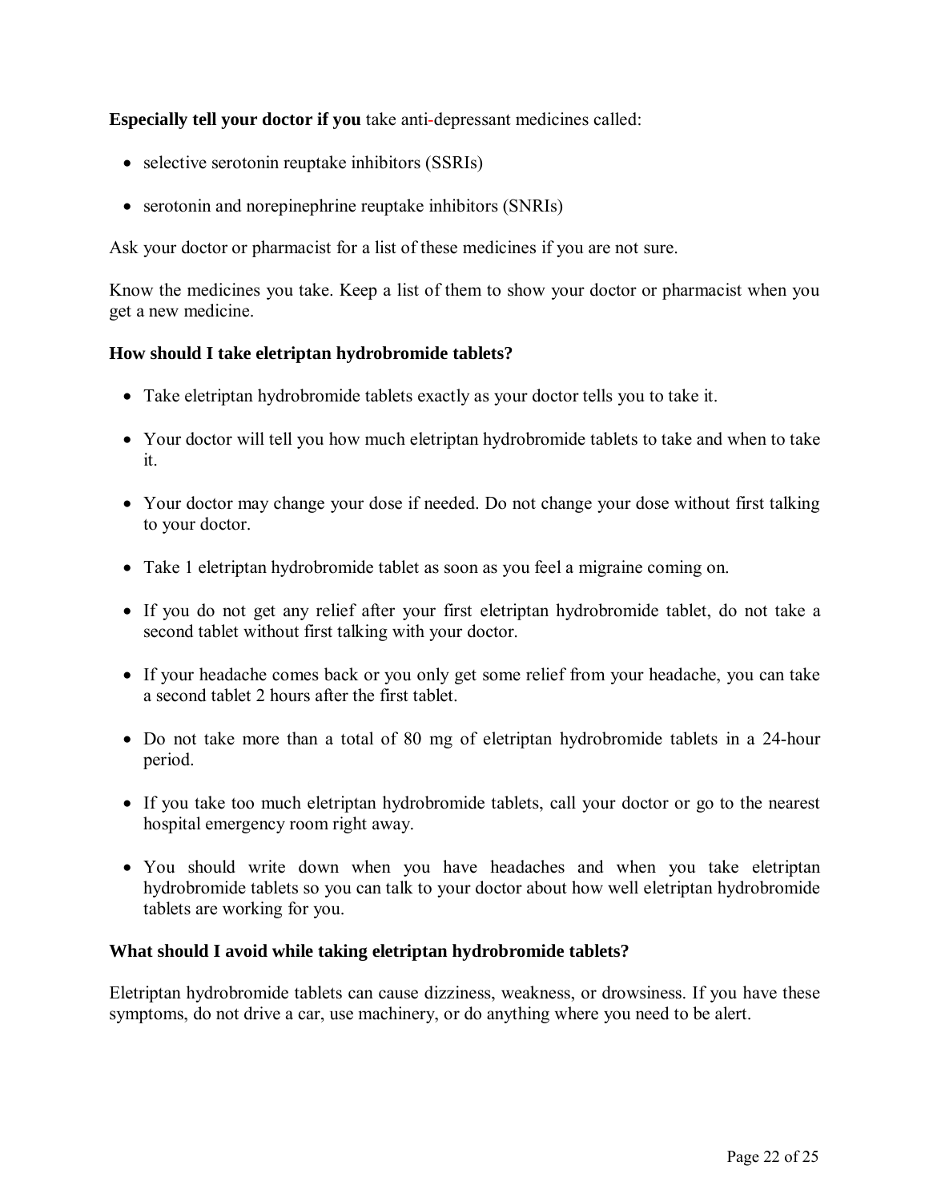**Especially tell your doctor if you** take anti-depressant medicines called:

- selective serotonin reuptake inhibitors (SSRIs)
- serotonin and norepinephrine reuptake inhibitors (SNRIs)

Ask your doctor or pharmacist for a list of these medicines if you are not sure.

Know the medicines you take. Keep a list of them to show your doctor or pharmacist when you get a new medicine.

**How should I take eletriptan hydrobromide tablets?**

- Take eletriptan hydrobromide tablets exactly as your doctor tells you to take it.
- Your doctor will tell you how much eletriptan hydrobromide tablets to take and when to take it.
- Your doctor may change your dose if needed. Do not change your dose without first talking to your doctor.
- Take 1 eletriptan hydrobromide tablet as soon as you feel a migraine coming on.
- If you do not get any relief after your first eletriptan hydrobromide tablet, do not take a second tablet without first talking with your doctor.
- If your headache comes back or you only get some relief from your headache, you can take a second tablet 2 hours after the first tablet.
- Do not take more than a total of 80 mg of eletriptan hydrobromide tablets in a 24-hour period.
- If you take too much eletriptan hydrobromide tablets, call your doctor or go to the nearest hospital emergency room right away.
- You should write down when you have headaches and when you take eletriptan hydrobromide tablets so you can talk to your doctor about how well eletriptan hydrobromide tablets are working for you.

**What should I avoid while taking eletriptan hydrobromide tablets?**

Eletriptan hydrobromide tablets can cause dizziness, weakness, or drowsiness. If you have these symptoms, do not drive a car, use machinery, or do anything where you need to be alert.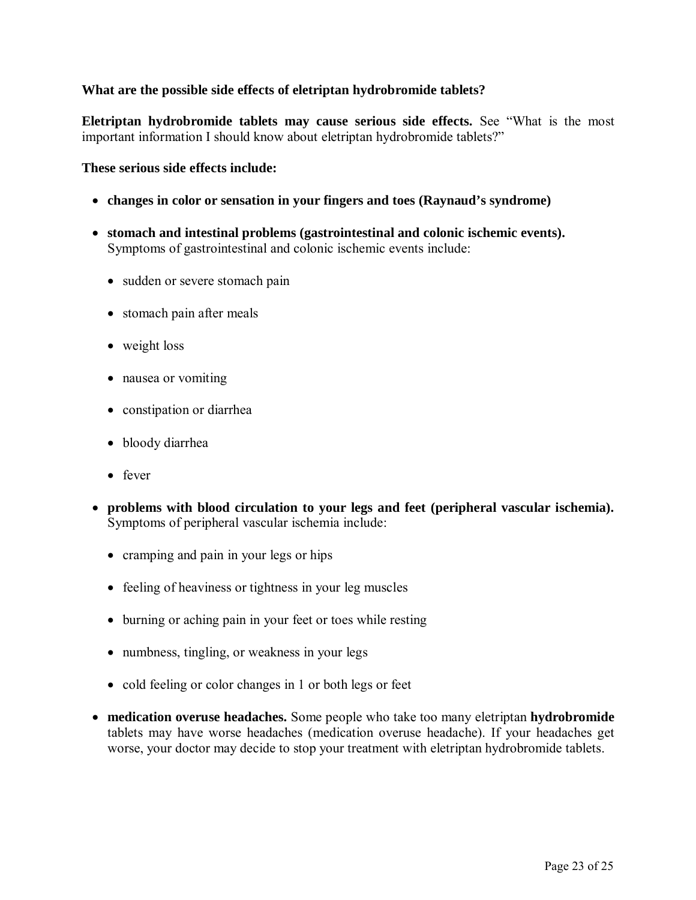**What are the possible side effects of eletriptan hydrobromide tablets?**

**Eletriptan hydrobromide tablets may cause serious side effects.** See "What is the most important information I should know about eletriptan hydrobromide tablets?"

**These serious side effects include:**

- **changes in color or sensation in your fingers and toes (Raynaud's syndrome)**
- **stomach and intestinal problems (gastrointestinal and colonic ischemic events).** Symptoms of gastrointestinal and colonic ischemic events include:
  - sudden or severe stomach pain
  - stomach pain after meals
  - weight loss
  - nausea or vomiting
  - constipation or diarrhea
  - bloody diarrhea
  - fever
- **problems with blood circulation to your legs and feet (peripheral vascular ischemia).** Symptoms of peripheral vascular ischemia include:
  - cramping and pain in your legs or hips
  - feeling of heaviness or tightness in your leg muscles
  - burning or aching pain in your feet or toes while resting
  - numbness, tingling, or weakness in your legs
  - cold feeling or color changes in 1 or both legs or feet
- **medication overuse headaches.** Some people who take too many eletriptan **hydrobromide** tablets may have worse headaches (medication overuse headache). If your headaches get worse, your doctor may decide to stop your treatment with eletriptan hydrobromide tablets.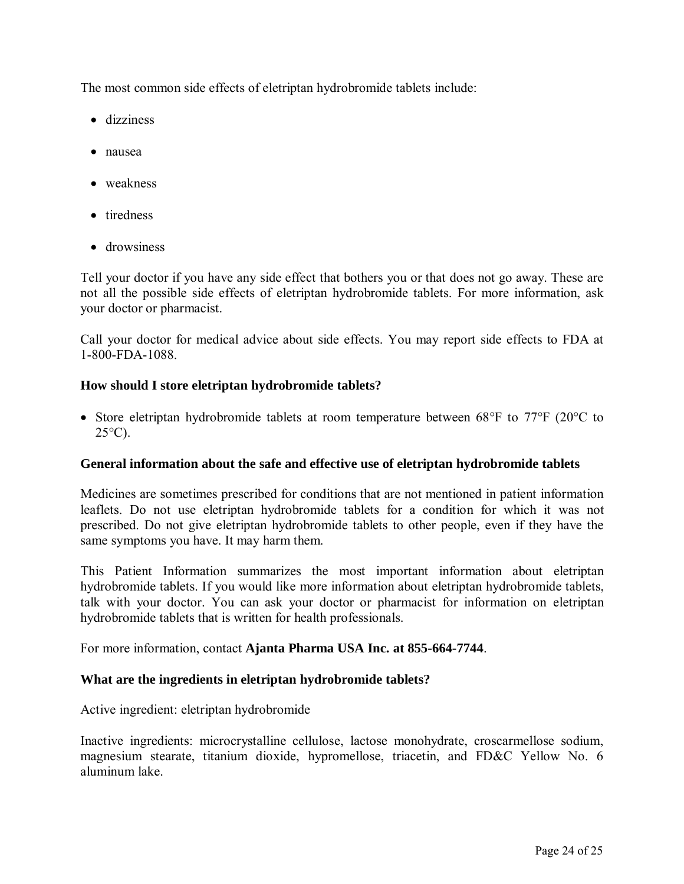The most common side effects of eletriptan hydrobromide tablets include:

- dizziness
- nausea
- weakness
- tiredness
- drowsiness

Tell your doctor if you have any side effect that bothers you or that does not go away. These are not all the possible side effects of eletriptan hydrobromide tablets. For more information, ask your doctor or pharmacist.

Call your doctor for medical advice about side effects. You may report side effects to FDA at 1-800-FDA-1088.

**How should I store eletriptan hydrobromide tablets?**

- Store eletriptan hydrobromide tablets at room temperature between 68°F to 77°F (20°C to 25°C).

**General information about the safe and effective use of eletriptan hydrobromide tablets**

Medicines are sometimes prescribed for conditions that are not mentioned in patient information leaflets. Do not use eletriptan hydrobromide tablets for a condition for which it was not prescribed. Do not give eletriptan hydrobromide tablets to other people, even if they have the same symptoms you have. It may harm them.

This Patient Information summarizes the most important information about eletriptan hydrobromide tablets. If you would like more information about eletriptan hydrobromide tablets, talk with your doctor. You can ask your doctor or pharmacist for information on eletriptan hydrobromide tablets that is written for health professionals.

For more information, contact **Ajanta Pharma USA Inc. at 855-664-7744**.

**What are the ingredients in eletriptan hydrobromide tablets?**

Active ingredient: eletriptan hydrobromide

Inactive ingredients: microcrystalline cellulose, lactose monohydrate, croscarmellose sodium, magnesium stearate, titanium dioxide, hypromellose, triacetin, and FD&C Yellow No. 6 aluminum lake.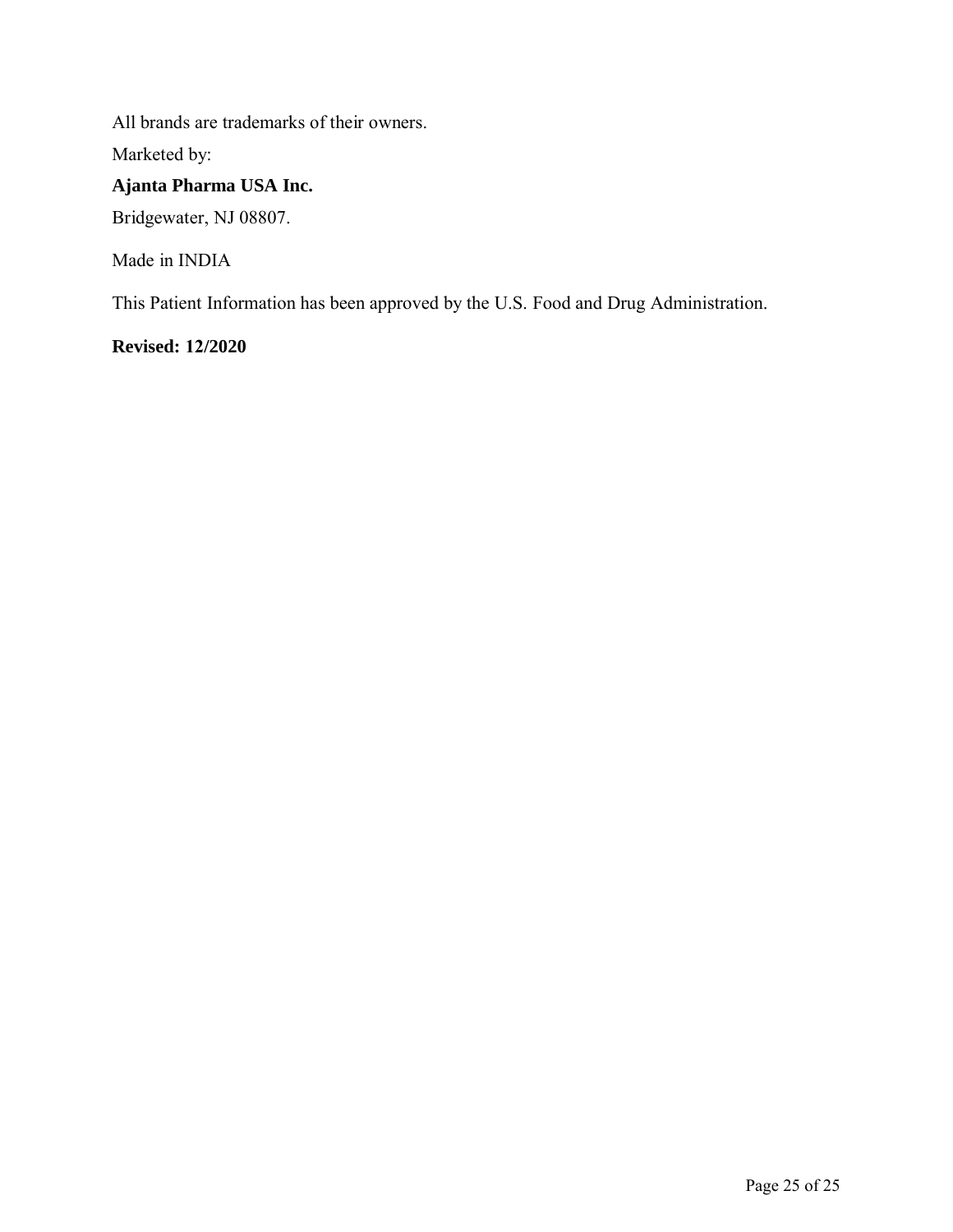All brands are trademarks of their owners.

Marketed by:

**Ajanta Pharma USA Inc.**

Bridgewater, NJ 08807.

Made in INDIA

This Patient Information has been approved by the U.S. Food and Drug Administration.

**Revised: 12/2020**